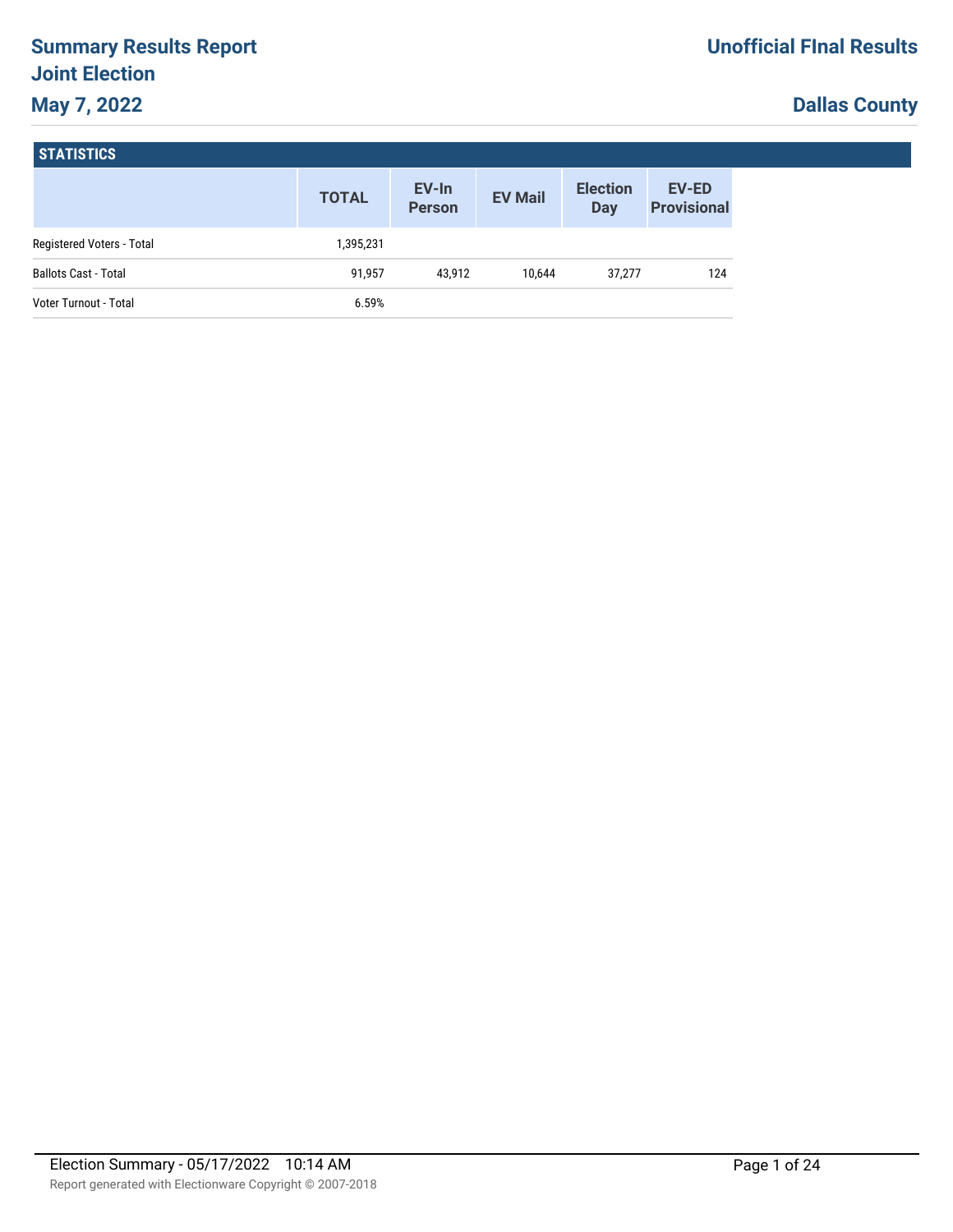# Summary Results Report
# Joint Election
# May 7, 2022

## Unofficial FInal Results

## Dallas County

## STATISTICS

| | TOTAL | EV-In Person | EV Mail | Election Day | EV-ED Provisional |
|---|---|---|---|---|---|
| Registered Voters - Total | 1,395,231 | | | | |
| Ballots Cast - Total | 91,957 | 43,912 | 10,644 | 37,277 | 124 |
| Voter Turnout - Total | 6.59% | | | | |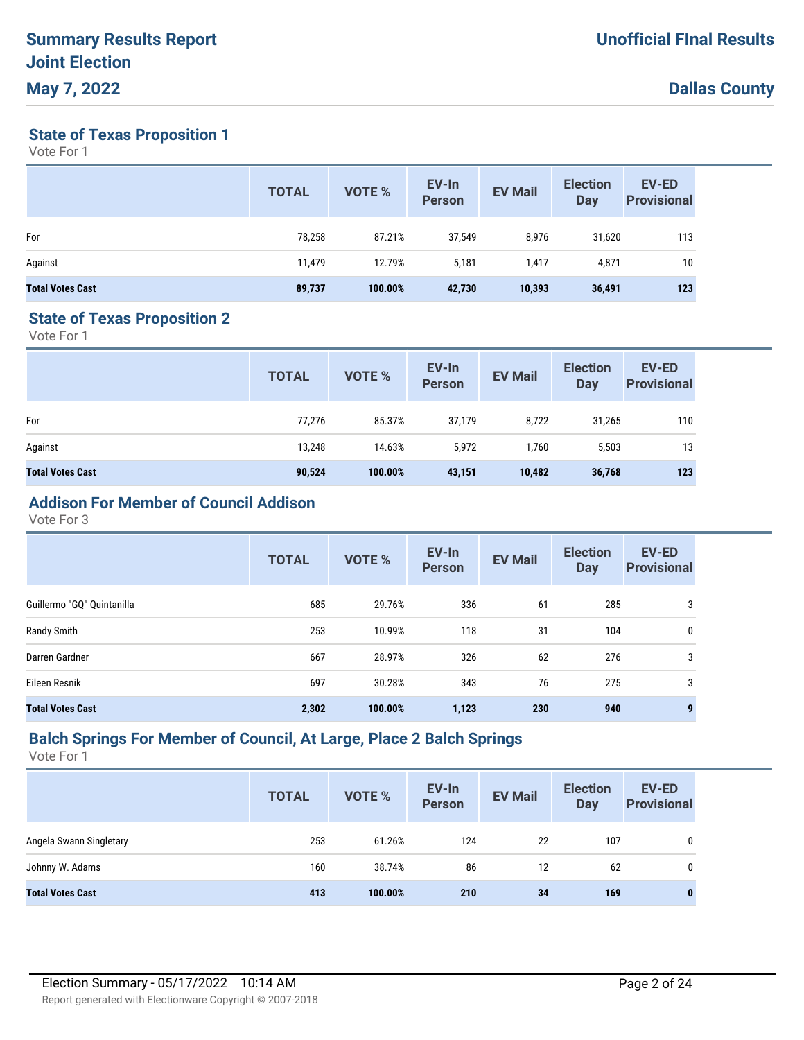## State of Texas Proposition 1

Vote For 1

| | TOTAL | VOTE % | EV-In Person | EV Mail | Election Day | EV-ED Provisional |
|---|---|---|---|---|---|---|
| For | 78,258 | 87.21% | 37,549 | 8,976 | 31,620 | 113 |
| Against | 11,479 | 12.79% | 5,181 | 1,417 | 4,871 | 10 |
| **Total Votes Cast** | **89,737** | **100.00%** | **42,730** | **10,393** | **36,491** | **123** |

## State of Texas Proposition 2

Vote For 1

| | TOTAL | VOTE % | EV-In Person | EV Mail | Election Day | EV-ED Provisional |
|---|---|---|---|---|---|---|
| For | 77,276 | 85.37% | 37,179 | 8,722 | 31,265 | 110 |
| Against | 13,248 | 14.63% | 5,972 | 1,760 | 5,503 | 13 |
| **Total Votes Cast** | **90,524** | **100.00%** | **43,151** | **10,482** | **36,768** | **123** |

## Addison For Member of Council Addison

Vote For 3

| | TOTAL | VOTE % | EV-In Person | EV Mail | Election Day | EV-ED Provisional |
|---|---|---|---|---|---|---|
| Guillermo "GQ" Quintanilla | 685 | 29.76% | 336 | 61 | 285 | 3 |
| Randy Smith | 253 | 10.99% | 118 | 31 | 104 | 0 |
| Darren Gardner | 667 | 28.97% | 326 | 62 | 276 | 3 |
| Eileen Resnik | 697 | 30.28% | 343 | 76 | 275 | 3 |
| **Total Votes Cast** | **2,302** | **100.00%** | **1,123** | **230** | **940** | **9** |

## Balch Springs For Member of Council, At Large, Place 2 Balch Springs

Vote For 1

| | TOTAL | VOTE % | EV-In Person | EV Mail | Election Day | EV-ED Provisional |
|---|---|---|---|---|---|---|
| Angela Swann Singletary | 253 | 61.26% | 124 | 22 | 107 | 0 |
| Johnny W. Adams | 160 | 38.74% | 86 | 12 | 62 | 0 |
| **Total Votes Cast** | **413** | **100.00%** | **210** | **34** | **169** | **0** |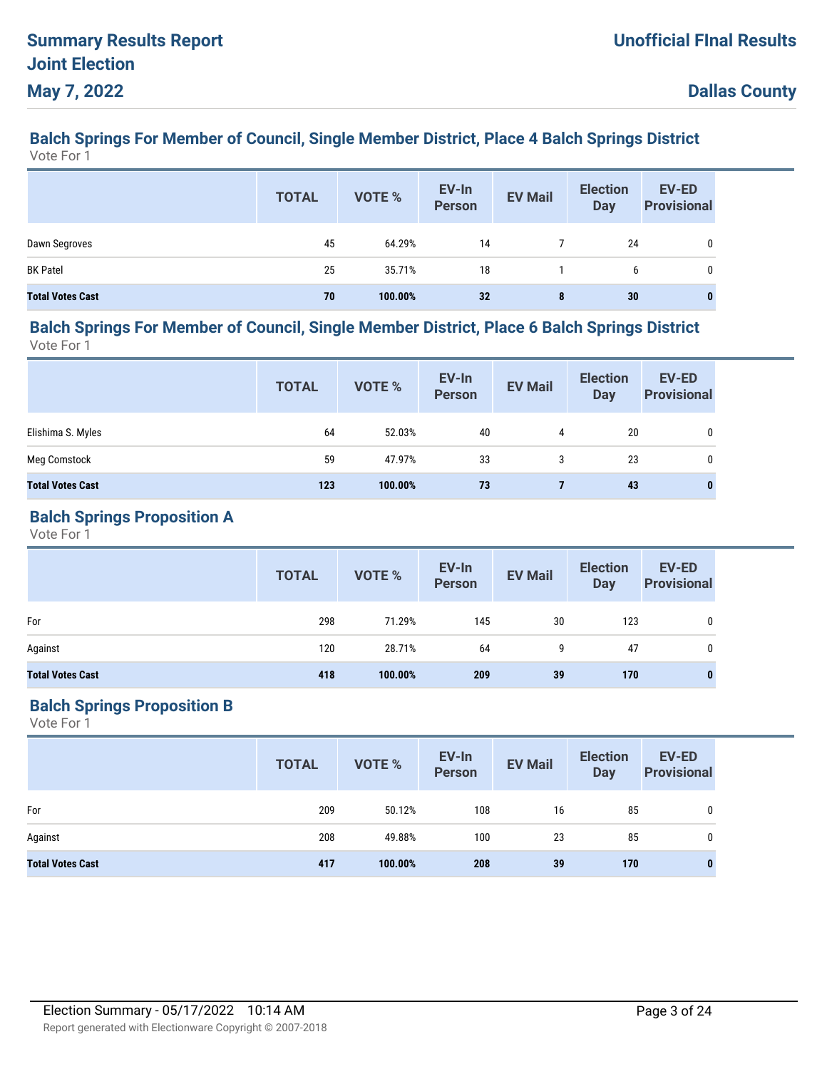## Balch Springs For Member of Council, Single Member District, Place 4 Balch Springs District

Vote For 1

| | TOTAL | VOTE % | EV-In Person | EV Mail | Election Day | EV-ED Provisional |
|---|---|---|---|---|---|---|
| Dawn Segroves | 45 | 64.29% | 14 | 7 | 24 | 0 |
| BK Patel | 25 | 35.71% | 18 | 1 | 6 | 0 |
| **Total Votes Cast** | **70** | **100.00%** | **32** | **8** | **30** | **0** |

## Balch Springs For Member of Council, Single Member District, Place 6 Balch Springs District

Vote For 1

| | TOTAL | VOTE % | EV-In Person | EV Mail | Election Day | EV-ED Provisional |
|---|---|---|---|---|---|---|
| Elishima S. Myles | 64 | 52.03% | 40 | 4 | 20 | 0 |
| Meg Comstock | 59 | 47.97% | 33 | 3 | 23 | 0 |
| **Total Votes Cast** | **123** | **100.00%** | **73** | **7** | **43** | **0** |

## Balch Springs Proposition A

Vote For 1

| | TOTAL | VOTE % | EV-In Person | EV Mail | Election Day | EV-ED Provisional |
|---|---|---|---|---|---|---|
| For | 298 | 71.29% | 145 | 30 | 123 | 0 |
| Against | 120 | 28.71% | 64 | 9 | 47 | 0 |
| **Total Votes Cast** | **418** | **100.00%** | **209** | **39** | **170** | **0** |

## Balch Springs Proposition B

Vote For 1

| | TOTAL | VOTE % | EV-In Person | EV Mail | Election Day | EV-ED Provisional |
|---|---|---|---|---|---|---|
| For | 209 | 50.12% | 108 | 16 | 85 | 0 |
| Against | 208 | 49.88% | 100 | 23 | 85 | 0 |
| **Total Votes Cast** | **417** | **100.00%** | **208** | **39** | **170** | **0** |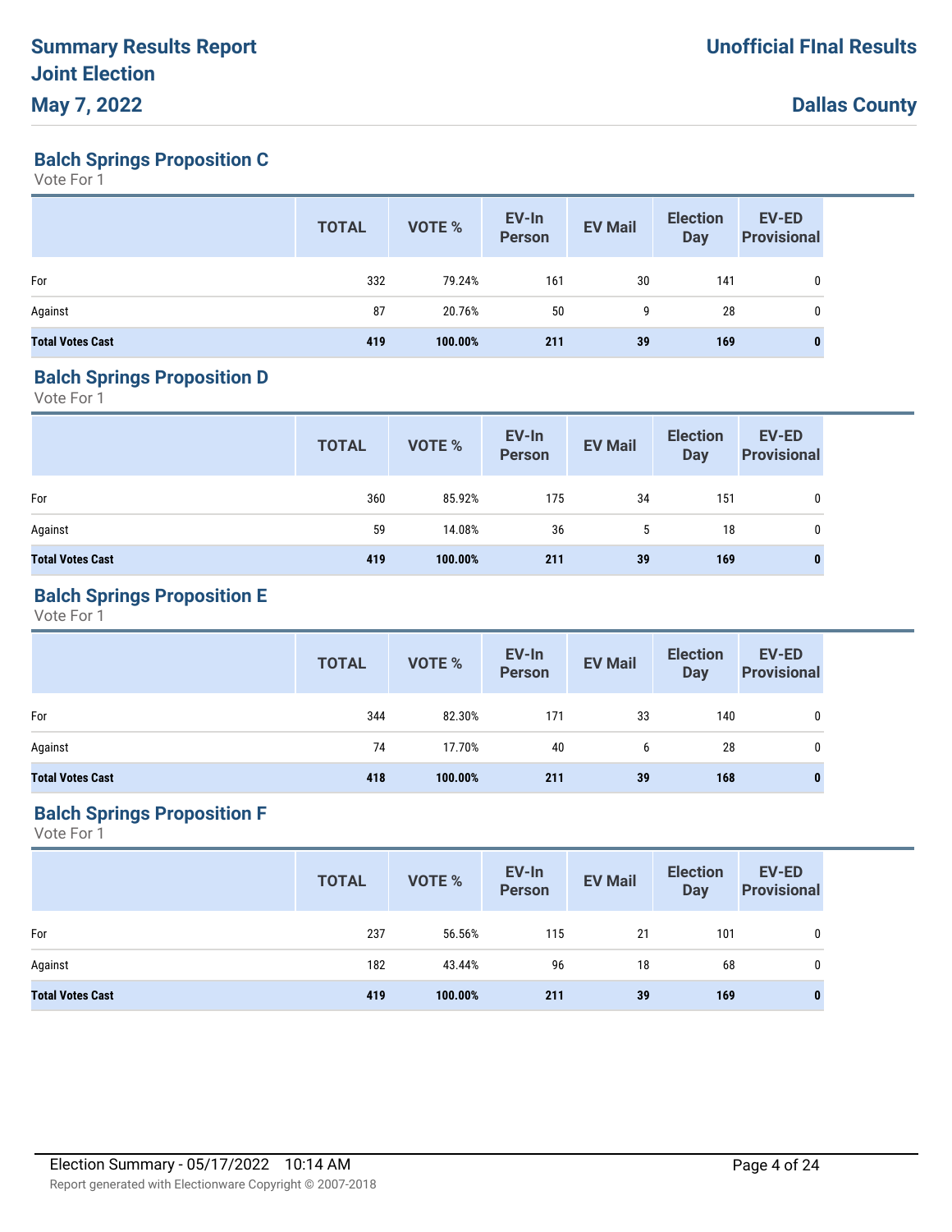# Summary Results Report
# Joint Election
# May 7, 2022

**Unofficial FInal Results**

**Dallas County**

## Balch Springs Proposition C

Vote For 1

| | TOTAL | VOTE % | EV-In Person | EV Mail | Election Day | EV-ED Provisional |
|---|---|---|---|---|---|---|
| For | 332 | 79.24% | 161 | 30 | 141 | 0 |
| Against | 87 | 20.76% | 50 | 9 | 28 | 0 |
| **Total Votes Cast** | **419** | **100.00%** | **211** | **39** | **169** | **0** |

## Balch Springs Proposition D

Vote For 1

| | TOTAL | VOTE % | EV-In Person | EV Mail | Election Day | EV-ED Provisional |
|---|---|---|---|---|---|---|
| For | 360 | 85.92% | 175 | 34 | 151 | 0 |
| Against | 59 | 14.08% | 36 | 5 | 18 | 0 |
| **Total Votes Cast** | **419** | **100.00%** | **211** | **39** | **169** | **0** |

## Balch Springs Proposition E

Vote For 1

| | TOTAL | VOTE % | EV-In Person | EV Mail | Election Day | EV-ED Provisional |
|---|---|---|---|---|---|---|
| For | 344 | 82.30% | 171 | 33 | 140 | 0 |
| Against | 74 | 17.70% | 40 | 6 | 28 | 0 |
| **Total Votes Cast** | **418** | **100.00%** | **211** | **39** | **168** | **0** |

## Balch Springs Proposition F

Vote For 1

| | TOTAL | VOTE % | EV-In Person | EV Mail | Election Day | EV-ED Provisional |
|---|---|---|---|---|---|---|
| For | 237 | 56.56% | 115 | 21 | 101 | 0 |
| Against | 182 | 43.44% | 96 | 18 | 68 | 0 |
| **Total Votes Cast** | **419** | **100.00%** | **211** | **39** | **169** | **0** |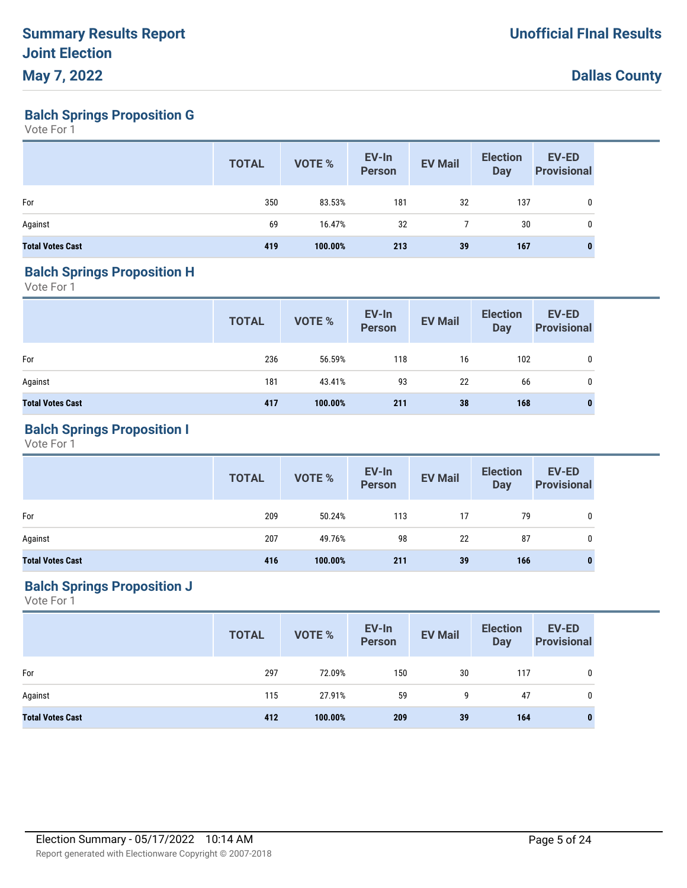## Balch Springs Proposition G

Vote For 1

| | TOTAL | VOTE % | EV-In Person | EV Mail | Election Day | EV-ED Provisional |
|---|---|---|---|---|---|---|
| For | 350 | 83.53% | 181 | 32 | 137 | 0 |
| Against | 69 | 16.47% | 32 | 7 | 30 | 0 |
| **Total Votes Cast** | **419** | **100.00%** | **213** | **39** | **167** | **0** |

## Balch Springs Proposition H

Vote For 1

| | TOTAL | VOTE % | EV-In Person | EV Mail | Election Day | EV-ED Provisional |
|---|---|---|---|---|---|---|
| For | 236 | 56.59% | 118 | 16 | 102 | 0 |
| Against | 181 | 43.41% | 93 | 22 | 66 | 0 |
| **Total Votes Cast** | **417** | **100.00%** | **211** | **38** | **168** | **0** |

## Balch Springs Proposition I

Vote For 1

| | TOTAL | VOTE % | EV-In Person | EV Mail | Election Day | EV-ED Provisional |
|---|---|---|---|---|---|---|
| For | 209 | 50.24% | 113 | 17 | 79 | 0 |
| Against | 207 | 49.76% | 98 | 22 | 87 | 0 |
| **Total Votes Cast** | **416** | **100.00%** | **211** | **39** | **166** | **0** |

## Balch Springs Proposition J

Vote For 1

| | TOTAL | VOTE % | EV-In Person | EV Mail | Election Day | EV-ED Provisional |
|---|---|---|---|---|---|---|
| For | 297 | 72.09% | 150 | 30 | 117 | 0 |
| Against | 115 | 27.91% | 59 | 9 | 47 | 0 |
| **Total Votes Cast** | **412** | **100.00%** | **209** | **39** | **164** | **0** |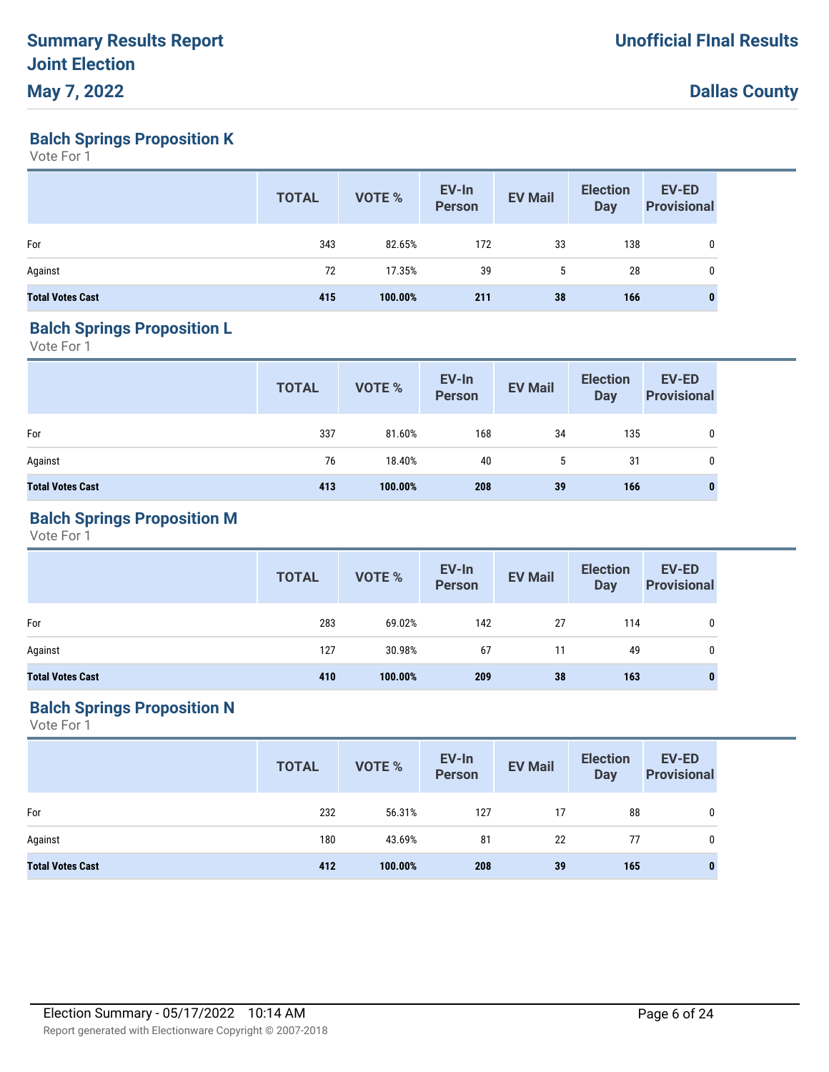## Balch Springs Proposition K

Vote For 1

| | TOTAL | VOTE % | EV-In Person | EV Mail | Election Day | EV-ED Provisional |
|---|---|---|---|---|---|---|
| For | 343 | 82.65% | 172 | 33 | 138 | 0 |
| Against | 72 | 17.35% | 39 | 5 | 28 | 0 |
| **Total Votes Cast** | **415** | **100.00%** | **211** | **38** | **166** | **0** |

## Balch Springs Proposition L

Vote For 1

| | TOTAL | VOTE % | EV-In Person | EV Mail | Election Day | EV-ED Provisional |
|---|---|---|---|---|---|---|
| For | 337 | 81.60% | 168 | 34 | 135 | 0 |
| Against | 76 | 18.40% | 40 | 5 | 31 | 0 |
| **Total Votes Cast** | **413** | **100.00%** | **208** | **39** | **166** | **0** |

## Balch Springs Proposition M

Vote For 1

| | TOTAL | VOTE % | EV-In Person | EV Mail | Election Day | EV-ED Provisional |
|---|---|---|---|---|---|---|
| For | 283 | 69.02% | 142 | 27 | 114 | 0 |
| Against | 127 | 30.98% | 67 | 11 | 49 | 0 |
| **Total Votes Cast** | **410** | **100.00%** | **209** | **38** | **163** | **0** |

## Balch Springs Proposition N

Vote For 1

| | TOTAL | VOTE % | EV-In Person | EV Mail | Election Day | EV-ED Provisional |
|---|---|---|---|---|---|---|
| For | 232 | 56.31% | 127 | 17 | 88 | 0 |
| Against | 180 | 43.69% | 81 | 22 | 77 | 0 |
| **Total Votes Cast** | **412** | **100.00%** | **208** | **39** | **165** | **0** |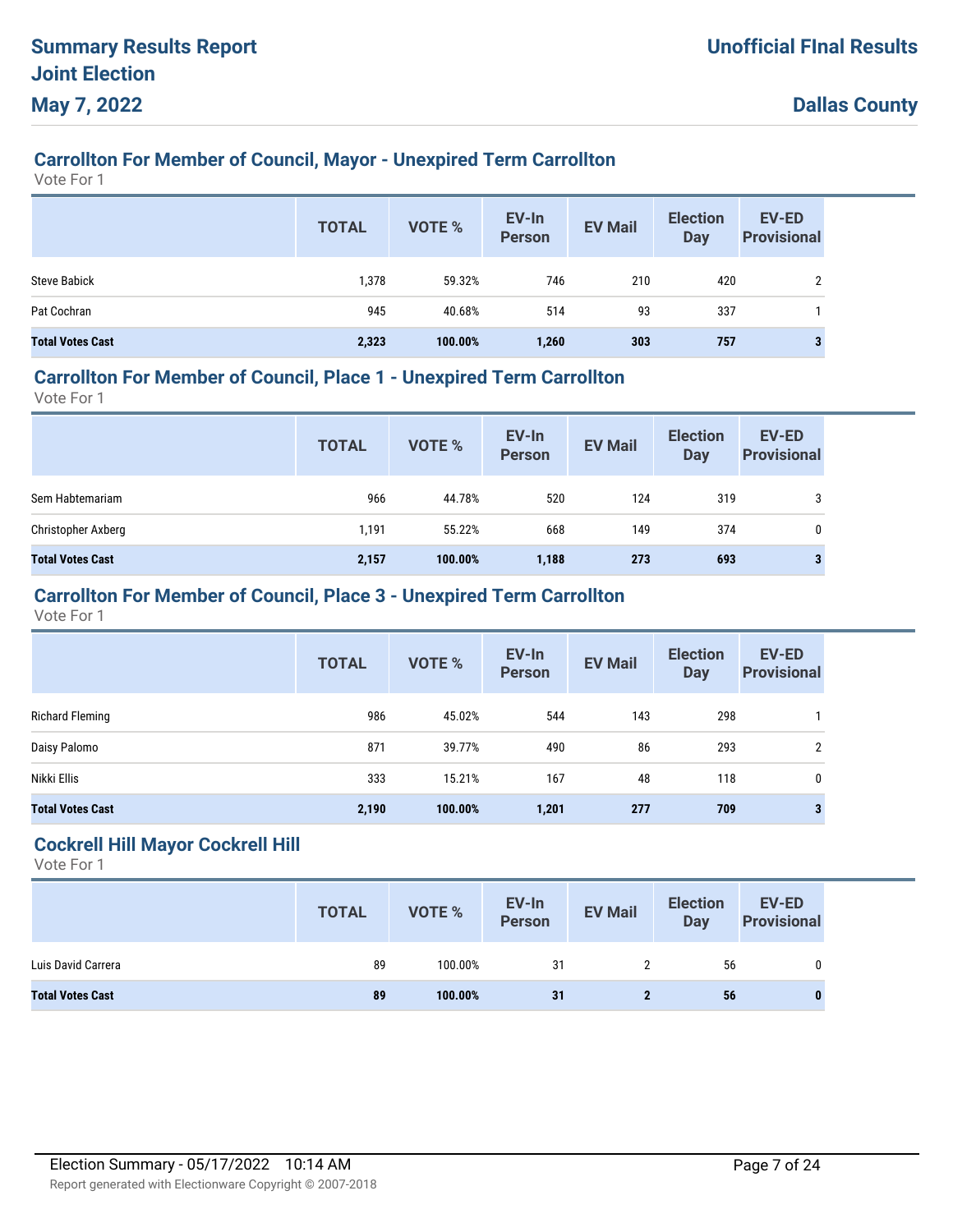# Summary Results Report
# Joint Election
# May 7, 2022

**Unofficial FInal Results**

**Dallas County**

## Carrollton For Member of Council, Mayor - Unexpired Term Carrollton

Vote For 1

| | TOTAL | VOTE % | EV-In Person | EV Mail | Election Day | EV-ED Provisional |
|---|---|---|---|---|---|---|
| Steve Babick | 1,378 | 59.32% | 746 | 210 | 420 | 2 |
| Pat Cochran | 945 | 40.68% | 514 | 93 | 337 | 1 |
| **Total Votes Cast** | **2,323** | **100.00%** | **1,260** | **303** | **757** | **3** |

## Carrollton For Member of Council, Place 1 - Unexpired Term Carrollton

Vote For 1

| | TOTAL | VOTE % | EV-In Person | EV Mail | Election Day | EV-ED Provisional |
|---|---|---|---|---|---|---|
| Sem Habtemariam | 966 | 44.78% | 520 | 124 | 319 | 3 |
| Christopher Axberg | 1,191 | 55.22% | 668 | 149 | 374 | 0 |
| **Total Votes Cast** | **2,157** | **100.00%** | **1,188** | **273** | **693** | **3** |

## Carrollton For Member of Council, Place 3 - Unexpired Term Carrollton

Vote For 1

| | TOTAL | VOTE % | EV-In Person | EV Mail | Election Day | EV-ED Provisional |
|---|---|---|---|---|---|---|
| Richard Fleming | 986 | 45.02% | 544 | 143 | 298 | 1 |
| Daisy Palomo | 871 | 39.77% | 490 | 86 | 293 | 2 |
| Nikki Ellis | 333 | 15.21% | 167 | 48 | 118 | 0 |
| **Total Votes Cast** | **2,190** | **100.00%** | **1,201** | **277** | **709** | **3** |

## Cockrell Hill Mayor Cockrell Hill

Vote For 1

| | TOTAL | VOTE % | EV-In Person | EV Mail | Election Day | EV-ED Provisional |
|---|---|---|---|---|---|---|
| Luis David Carrera | 89 | 100.00% | 31 | 2 | 56 | 0 |
| **Total Votes Cast** | **89** | **100.00%** | **31** | **2** | **56** | **0** |

Election Summary - 05/17/2022 10:14 AM

Report generated with Electionware Copyright © 2007-2018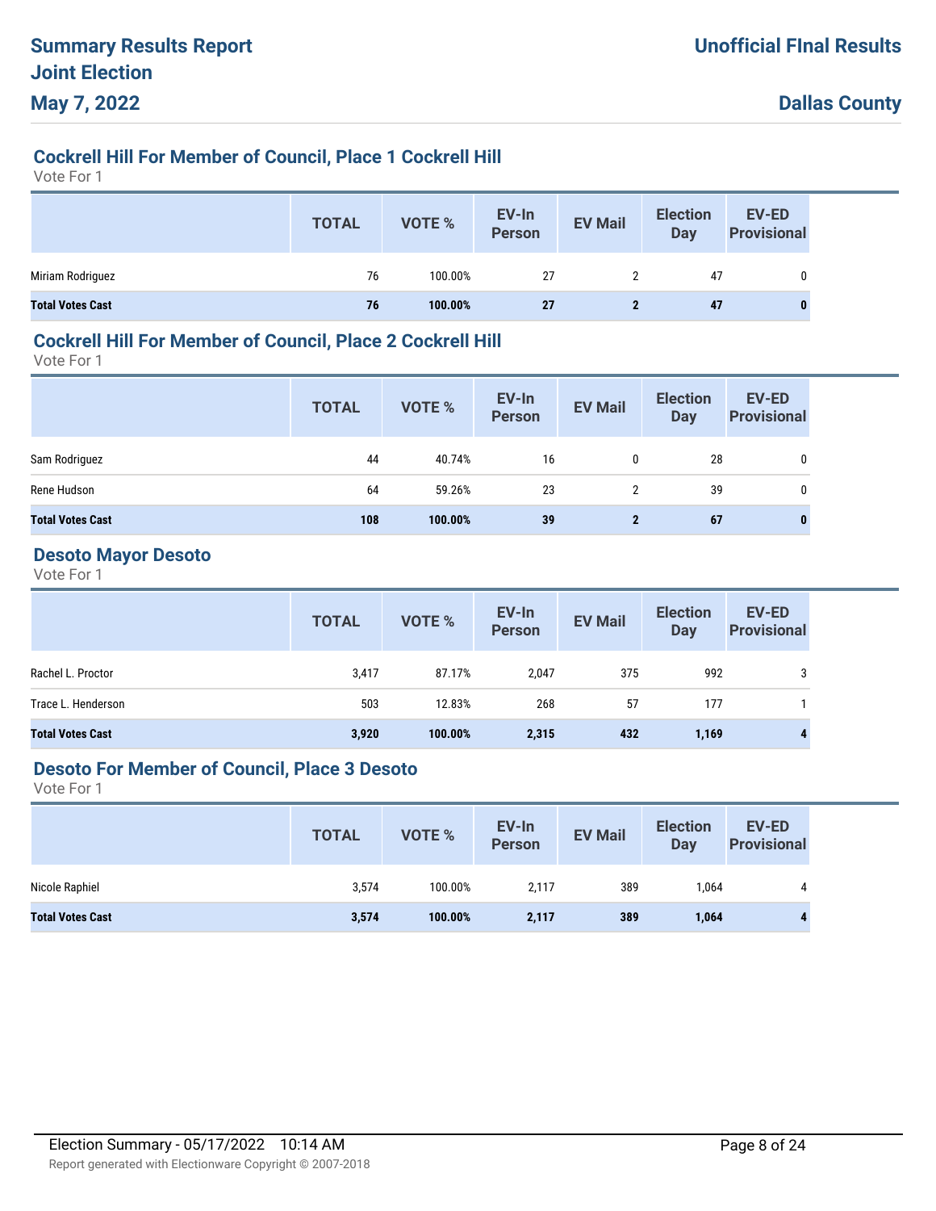# Summary Results Report
# Joint Election
# May 7, 2022

**Unofficial FInal Results**

**Dallas County**

## Cockrell Hill For Member of Council, Place 1 Cockrell Hill

Vote For 1

| | TOTAL | VOTE % | EV-In Person | EV Mail | Election Day | EV-ED Provisional |
|---|---|---|---|---|---|---|
| Miriam Rodriguez | 76 | 100.00% | 27 | 2 | 47 | 0 |
| **Total Votes Cast** | **76** | **100.00%** | **27** | **2** | **47** | **0** |

## Cockrell Hill For Member of Council, Place 2 Cockrell Hill

Vote For 1

| | TOTAL | VOTE % | EV-In Person | EV Mail | Election Day | EV-ED Provisional |
|---|---|---|---|---|---|---|
| Sam Rodriguez | 44 | 40.74% | 16 | 0 | 28 | 0 |
| Rene Hudson | 64 | 59.26% | 23 | 2 | 39 | 0 |
| **Total Votes Cast** | **108** | **100.00%** | **39** | **2** | **67** | **0** |

## Desoto Mayor Desoto

Vote For 1

| | TOTAL | VOTE % | EV-In Person | EV Mail | Election Day | EV-ED Provisional |
|---|---|---|---|---|---|---|
| Rachel L. Proctor | 3,417 | 87.17% | 2,047 | 375 | 992 | 3 |
| Trace L. Henderson | 503 | 12.83% | 268 | 57 | 177 | 1 |
| **Total Votes Cast** | **3,920** | **100.00%** | **2,315** | **432** | **1,169** | **4** |

## Desoto For Member of Council, Place 3 Desoto

Vote For 1

| | TOTAL | VOTE % | EV-In Person | EV Mail | Election Day | EV-ED Provisional |
|---|---|---|---|---|---|---|
| Nicole Raphiel | 3,574 | 100.00% | 2,117 | 389 | 1,064 | 4 |
| **Total Votes Cast** | **3,574** | **100.00%** | **2,117** | **389** | **1,064** | **4** |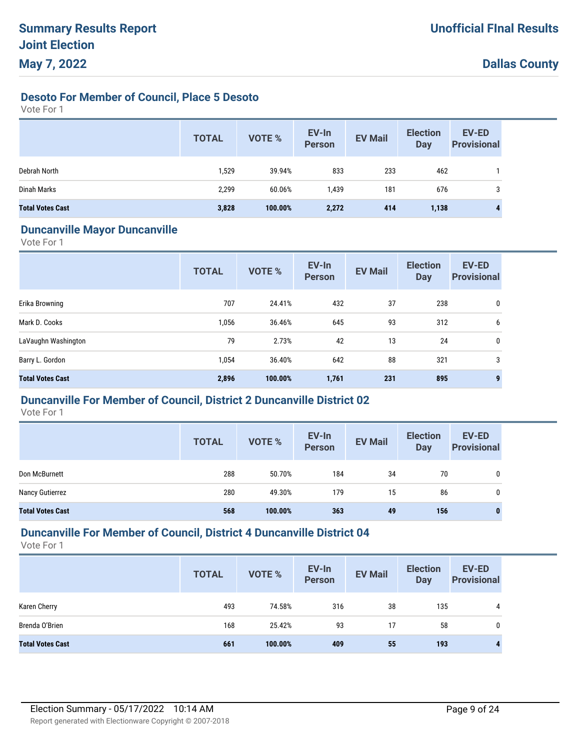# Summary Results Report
# Joint Election
# May 7, 2022

**Unofficial FInal Results**

**Dallas County**

## Desoto For Member of Council, Place 5 Desoto

Vote For 1

| | TOTAL | VOTE % | EV-In Person | EV Mail | Election Day | EV-ED Provisional |
|---|---|---|---|---|---|---|
| Debrah North | 1,529 | 39.94% | 833 | 233 | 462 | 1 |
| Dinah Marks | 2,299 | 60.06% | 1,439 | 181 | 676 | 3 |
| **Total Votes Cast** | **3,828** | **100.00%** | **2,272** | **414** | **1,138** | **4** |

## Duncanville Mayor Duncanville

Vote For 1

| | TOTAL | VOTE % | EV-In Person | EV Mail | Election Day | EV-ED Provisional |
|---|---|---|---|---|---|---|
| Erika Browning | 707 | 24.41% | 432 | 37 | 238 | 0 |
| Mark D. Cooks | 1,056 | 36.46% | 645 | 93 | 312 | 6 |
| LaVaughn Washington | 79 | 2.73% | 42 | 13 | 24 | 0 |
| Barry L. Gordon | 1,054 | 36.40% | 642 | 88 | 321 | 3 |
| **Total Votes Cast** | **2,896** | **100.00%** | **1,761** | **231** | **895** | **9** |

## Duncanville For Member of Council, District 2 Duncanville District 02

Vote For 1

| | TOTAL | VOTE % | EV-In Person | EV Mail | Election Day | EV-ED Provisional |
|---|---|---|---|---|---|---|
| Don McBurnett | 288 | 50.70% | 184 | 34 | 70 | 0 |
| Nancy Gutierrez | 280 | 49.30% | 179 | 15 | 86 | 0 |
| **Total Votes Cast** | **568** | **100.00%** | **363** | **49** | **156** | **0** |

## Duncanville For Member of Council, District 4 Duncanville District 04

Vote For 1

| | TOTAL | VOTE % | EV-In Person | EV Mail | Election Day | EV-ED Provisional |
|---|---|---|---|---|---|---|
| Karen Cherry | 493 | 74.58% | 316 | 38 | 135 | 4 |
| Brenda O'Brien | 168 | 25.42% | 93 | 17 | 58 | 0 |
| **Total Votes Cast** | **661** | **100.00%** | **409** | **55** | **193** | **4** |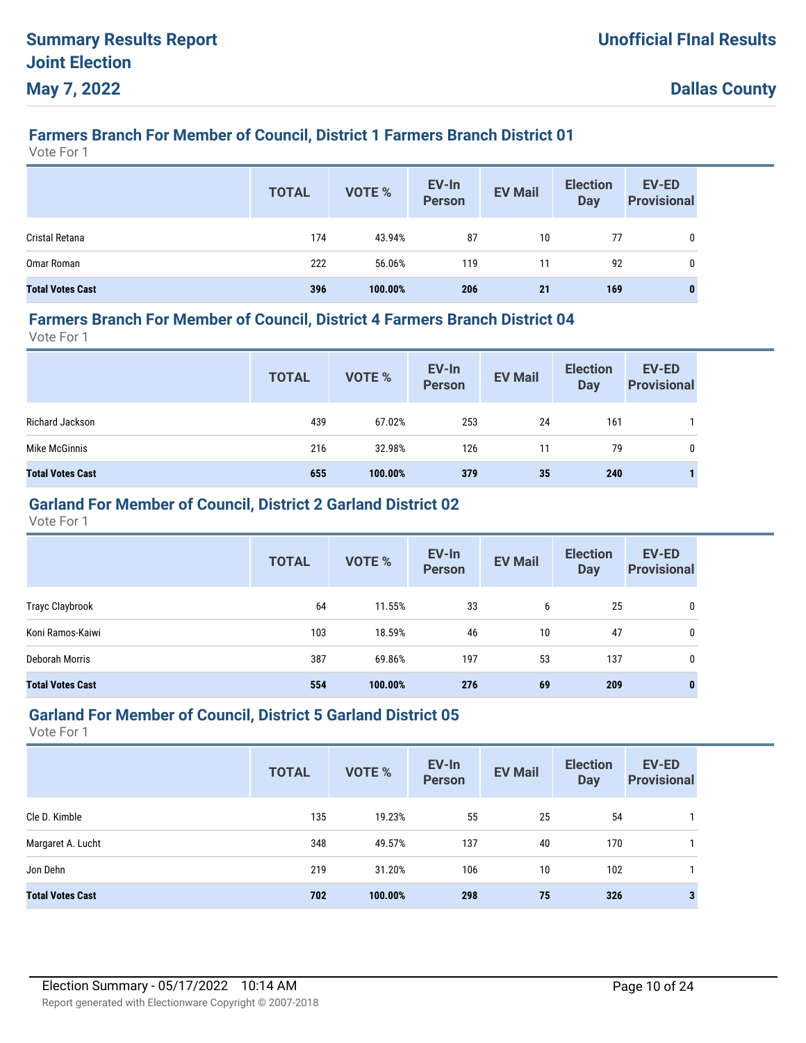## Farmers Branch For Member of Council, District 1 Farmers Branch District 01

Vote For 1

| | TOTAL | VOTE % | EV-In Person | EV Mail | Election Day | EV-ED Provisional |
|---|---|---|---|---|---|---|
| Cristal Retana | 174 | 43.94% | 87 | 10 | 77 | 0 |
| Omar Roman | 222 | 56.06% | 119 | 11 | 92 | 0 |
| **Total Votes Cast** | **396** | **100.00%** | **206** | **21** | **169** | **0** |

## Farmers Branch For Member of Council, District 4 Farmers Branch District 04

Vote For 1

| | TOTAL | VOTE % | EV-In Person | EV Mail | Election Day | EV-ED Provisional |
|---|---|---|---|---|---|---|
| Richard Jackson | 439 | 67.02% | 253 | 24 | 161 | 1 |
| Mike McGinnis | 216 | 32.98% | 126 | 11 | 79 | 0 |
| **Total Votes Cast** | **655** | **100.00%** | **379** | **35** | **240** | **1** |

## Garland For Member of Council, District 2 Garland District 02

Vote For 1

| | TOTAL | VOTE % | EV-In Person | EV Mail | Election Day | EV-ED Provisional |
|---|---|---|---|---|---|---|
| Trayc Claybrook | 64 | 11.55% | 33 | 6 | 25 | 0 |
| Koni Ramos-Kaiwi | 103 | 18.59% | 46 | 10 | 47 | 0 |
| Deborah Morris | 387 | 69.86% | 197 | 53 | 137 | 0 |
| **Total Votes Cast** | **554** | **100.00%** | **276** | **69** | **209** | **0** |

## Garland For Member of Council, District 5 Garland District 05

Vote For 1

| | TOTAL | VOTE % | EV-In Person | EV Mail | Election Day | EV-ED Provisional |
|---|---|---|---|---|---|---|
| Cle D. Kimble | 135 | 19.23% | 55 | 25 | 54 | 1 |
| Margaret A. Lucht | 348 | 49.57% | 137 | 40 | 170 | 1 |
| Jon Dehn | 219 | 31.20% | 106 | 10 | 102 | 1 |
| **Total Votes Cast** | **702** | **100.00%** | **298** | **75** | **326** | **3** |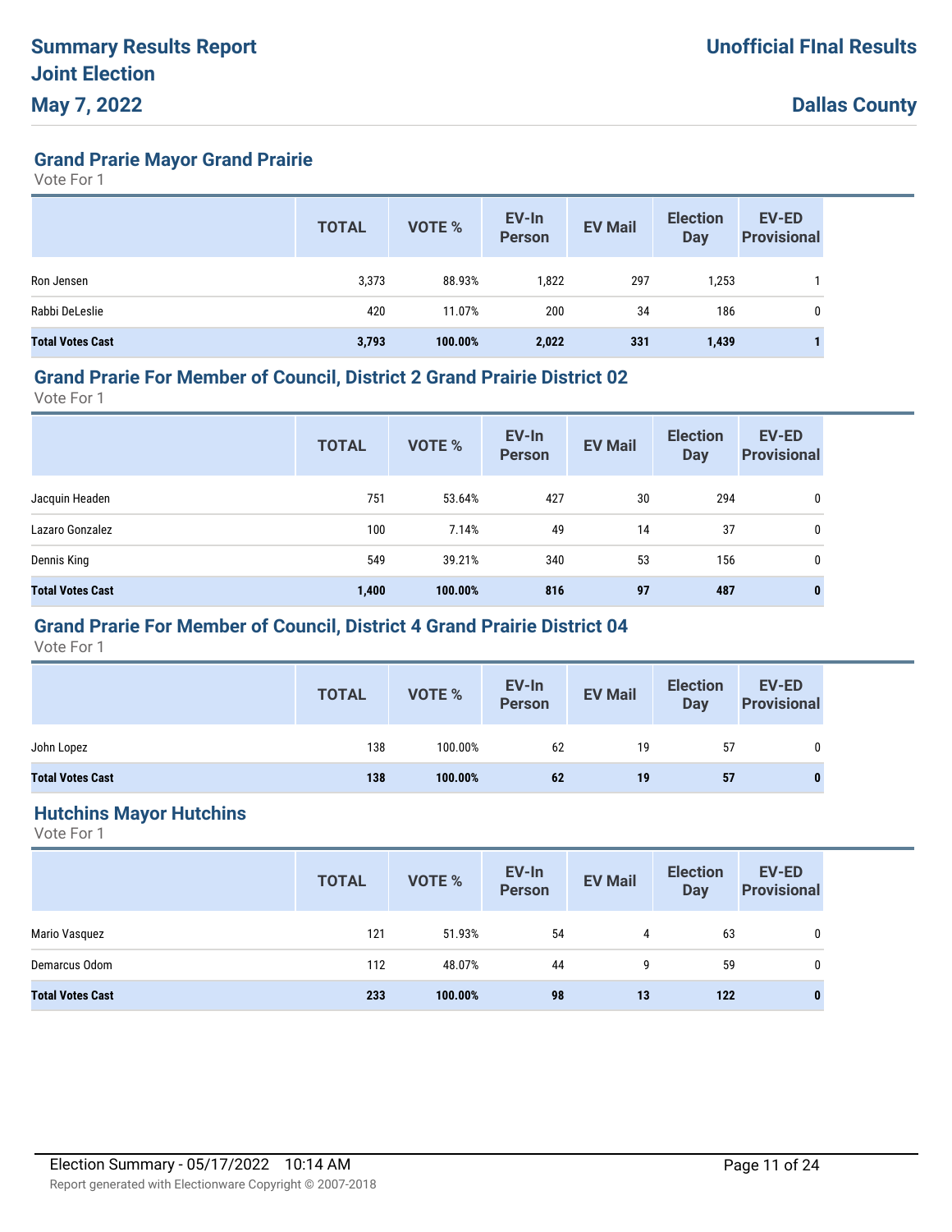# Summary Results Report
# Joint Election
# May 7, 2022

**Unofficial FInal Results**

**Dallas County**

## Grand Prarie Mayor Grand Prairie

Vote For 1

| | TOTAL | VOTE % | EV-In Person | EV Mail | Election Day | EV-ED Provisional |
|---|---|---|---|---|---|---|
| Ron Jensen | 3,373 | 88.93% | 1,822 | 297 | 1,253 | 1 |
| Rabbi DeLeslie | 420 | 11.07% | 200 | 34 | 186 | 0 |
| **Total Votes Cast** | **3,793** | **100.00%** | **2,022** | **331** | **1,439** | **1** |

## Grand Prarie For Member of Council, District 2 Grand Prairie District 02

Vote For 1

| | TOTAL | VOTE % | EV-In Person | EV Mail | Election Day | EV-ED Provisional |
|---|---|---|---|---|---|---|
| Jacquin Headen | 751 | 53.64% | 427 | 30 | 294 | 0 |
| Lazaro Gonzalez | 100 | 7.14% | 49 | 14 | 37 | 0 |
| Dennis King | 549 | 39.21% | 340 | 53 | 156 | 0 |
| **Total Votes Cast** | **1,400** | **100.00%** | **816** | **97** | **487** | **0** |

## Grand Prarie For Member of Council, District 4 Grand Prairie District 04

Vote For 1

| | TOTAL | VOTE % | EV-In Person | EV Mail | Election Day | EV-ED Provisional |
|---|---|---|---|---|---|---|
| John Lopez | 138 | 100.00% | 62 | 19 | 57 | 0 |
| **Total Votes Cast** | **138** | **100.00%** | **62** | **19** | **57** | **0** |

## Hutchins Mayor Hutchins

Vote For 1

| | TOTAL | VOTE % | EV-In Person | EV Mail | Election Day | EV-ED Provisional |
|---|---|---|---|---|---|---|
| Mario Vasquez | 121 | 51.93% | 54 | 4 | 63 | 0 |
| Demarcus Odom | 112 | 48.07% | 44 | 9 | 59 | 0 |
| **Total Votes Cast** | **233** | **100.00%** | **98** | **13** | **122** | **0** |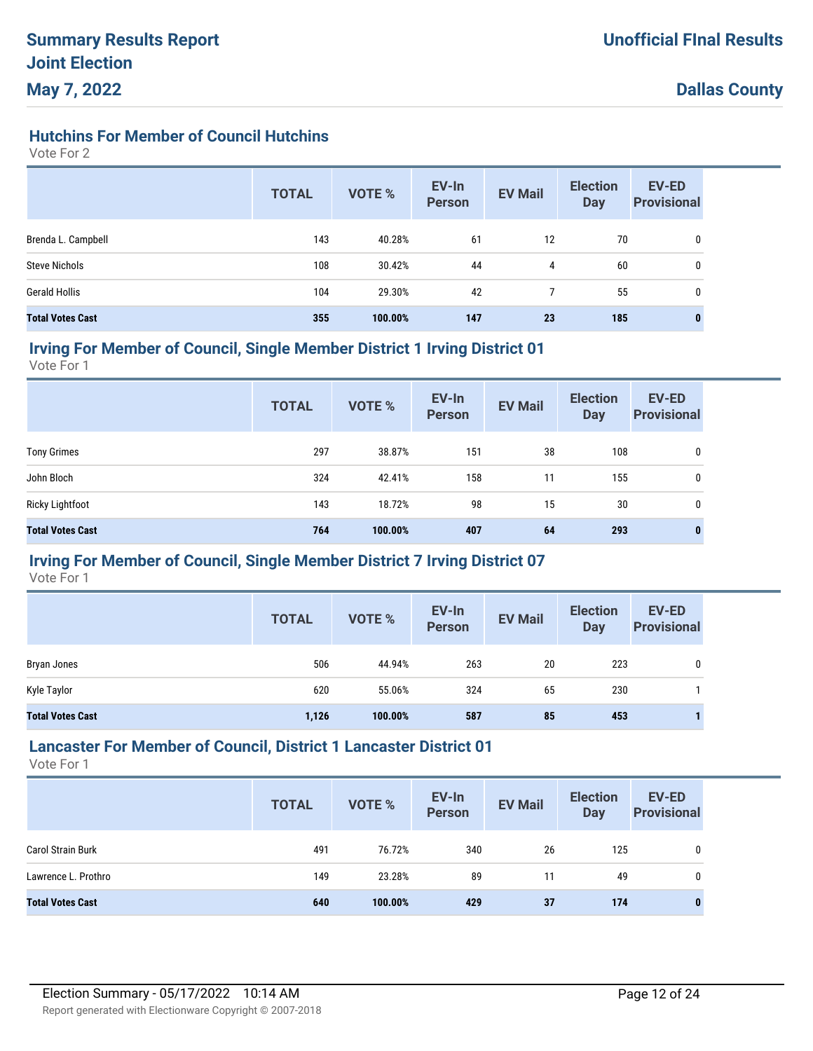# Summary Results Report
# Joint Election
# May 7, 2022

**Unofficial FInal Results**

**Dallas County**

## Hutchins For Member of Council Hutchins

Vote For 2

| | TOTAL | VOTE % | EV-In Person | EV Mail | Election Day | EV-ED Provisional |
|---|---|---|---|---|---|---|
| Brenda L. Campbell | 143 | 40.28% | 61 | 12 | 70 | 0 |
| Steve Nichols | 108 | 30.42% | 44 | 4 | 60 | 0 |
| Gerald Hollis | 104 | 29.30% | 42 | 7 | 55 | 0 |
| **Total Votes Cast** | **355** | **100.00%** | **147** | **23** | **185** | **0** |

## Irving For Member of Council, Single Member District 1 Irving District 01

Vote For 1

| | TOTAL | VOTE % | EV-In Person | EV Mail | Election Day | EV-ED Provisional |
|---|---|---|---|---|---|---|
| Tony Grimes | 297 | 38.87% | 151 | 38 | 108 | 0 |
| John Bloch | 324 | 42.41% | 158 | 11 | 155 | 0 |
| Ricky Lightfoot | 143 | 18.72% | 98 | 15 | 30 | 0 |
| **Total Votes Cast** | **764** | **100.00%** | **407** | **64** | **293** | **0** |

## Irving For Member of Council, Single Member District 7 Irving District 07

Vote For 1

| | TOTAL | VOTE % | EV-In Person | EV Mail | Election Day | EV-ED Provisional |
|---|---|---|---|---|---|---|
| Bryan Jones | 506 | 44.94% | 263 | 20 | 223 | 0 |
| Kyle Taylor | 620 | 55.06% | 324 | 65 | 230 | 1 |
| **Total Votes Cast** | **1,126** | **100.00%** | **587** | **85** | **453** | **1** |

## Lancaster For Member of Council, District 1 Lancaster District 01

Vote For 1

| | TOTAL | VOTE % | EV-In Person | EV Mail | Election Day | EV-ED Provisional |
|---|---|---|---|---|---|---|
| Carol Strain Burk | 491 | 76.72% | 340 | 26 | 125 | 0 |
| Lawrence L. Prothro | 149 | 23.28% | 89 | 11 | 49 | 0 |
| **Total Votes Cast** | **640** | **100.00%** | **429** | **37** | **174** | **0** |

Election Summary - 05/17/2022 10:14 AM

Report generated with Electionware Copyright © 2007-2018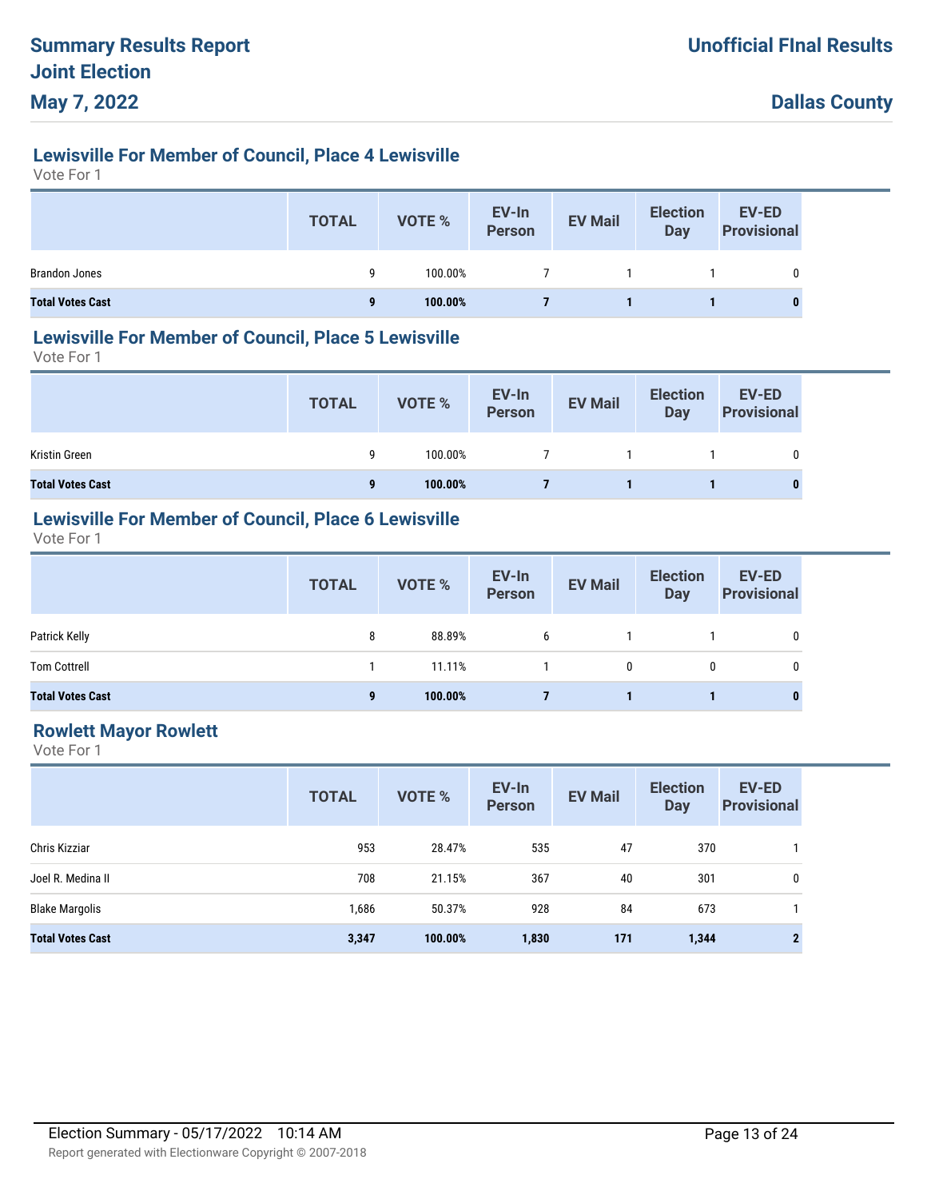## Lewisville For Member of Council, Place 4 Lewisville

Vote For 1

| | TOTAL | VOTE % | EV-In Person | EV Mail | Election Day | EV-ED Provisional |
|---|---|---|---|---|---|---|
| Brandon Jones | 9 | 100.00% | 7 | 1 | 1 | 0 |
| **Total Votes Cast** | **9** | **100.00%** | **7** | **1** | **1** | **0** |

## Lewisville For Member of Council, Place 5 Lewisville

Vote For 1

| | TOTAL | VOTE % | EV-In Person | EV Mail | Election Day | EV-ED Provisional |
|---|---|---|---|---|---|---|
| Kristin Green | 9 | 100.00% | 7 | 1 | 1 | 0 |
| **Total Votes Cast** | **9** | **100.00%** | **7** | **1** | **1** | **0** |

## Lewisville For Member of Council, Place 6 Lewisville

Vote For 1

| | TOTAL | VOTE % | EV-In Person | EV Mail | Election Day | EV-ED Provisional |
|---|---|---|---|---|---|---|
| Patrick Kelly | 8 | 88.89% | 6 | 1 | 1 | 0 |
| Tom Cottrell | 1 | 11.11% | 1 | 0 | 0 | 0 |
| **Total Votes Cast** | **9** | **100.00%** | **7** | **1** | **1** | **0** |

## Rowlett Mayor Rowlett

Vote For 1

| | TOTAL | VOTE % | EV-In Person | EV Mail | Election Day | EV-ED Provisional |
|---|---|---|---|---|---|---|
| Chris Kizziar | 953 | 28.47% | 535 | 47 | 370 | 1 |
| Joel R. Medina II | 708 | 21.15% | 367 | 40 | 301 | 0 |
| Blake Margolis | 1,686 | 50.37% | 928 | 84 | 673 | 1 |
| **Total Votes Cast** | **3,347** | **100.00%** | **1,830** | **171** | **1,344** | **2** |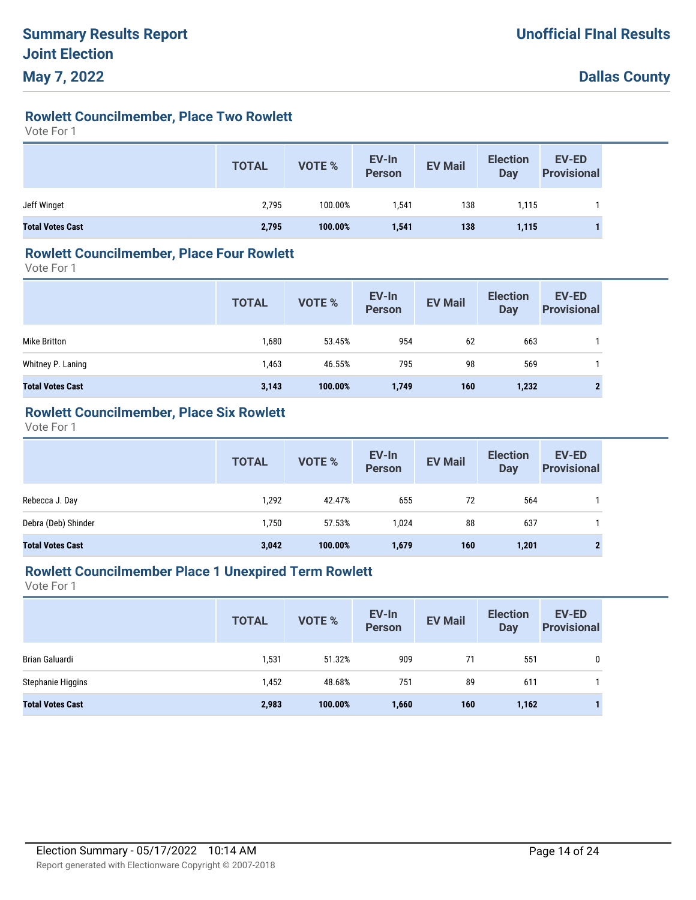# Summary Results Report
# Joint Election
# May 7, 2022

**Unofficial FInal Results**

**Dallas County**

## Rowlett Councilmember, Place Two Rowlett

Vote For 1

| | TOTAL | VOTE % | EV-In Person | EV Mail | Election Day | EV-ED Provisional |
|---|---|---|---|---|---|---|
| Jeff Winget | 2,795 | 100.00% | 1,541 | 138 | 1,115 | 1 |
| **Total Votes Cast** | **2,795** | **100.00%** | **1,541** | **138** | **1,115** | **1** |

## Rowlett Councilmember, Place Four Rowlett

Vote For 1

| | TOTAL | VOTE % | EV-In Person | EV Mail | Election Day | EV-ED Provisional |
|---|---|---|---|---|---|---|
| Mike Britton | 1,680 | 53.45% | 954 | 62 | 663 | 1 |
| Whitney P. Laning | 1,463 | 46.55% | 795 | 98 | 569 | 1 |
| **Total Votes Cast** | **3,143** | **100.00%** | **1,749** | **160** | **1,232** | **2** |

## Rowlett Councilmember, Place Six Rowlett

Vote For 1

| | TOTAL | VOTE % | EV-In Person | EV Mail | Election Day | EV-ED Provisional |
|---|---|---|---|---|---|---|
| Rebecca J. Day | 1,292 | 42.47% | 655 | 72 | 564 | 1 |
| Debra (Deb) Shinder | 1,750 | 57.53% | 1,024 | 88 | 637 | 1 |
| **Total Votes Cast** | **3,042** | **100.00%** | **1,679** | **160** | **1,201** | **2** |

## Rowlett Councilmember Place 1 Unexpired Term Rowlett

Vote For 1

| | TOTAL | VOTE % | EV-In Person | EV Mail | Election Day | EV-ED Provisional |
|---|---|---|---|---|---|---|
| Brian Galuardi | 1,531 | 51.32% | 909 | 71 | 551 | 0 |
| Stephanie Higgins | 1,452 | 48.68% | 751 | 89 | 611 | 1 |
| **Total Votes Cast** | **2,983** | **100.00%** | **1,660** | **160** | **1,162** | **1** |

Election Summary - 05/17/2022 10:14 AM

Report generated with Electionware Copyright © 2007-2018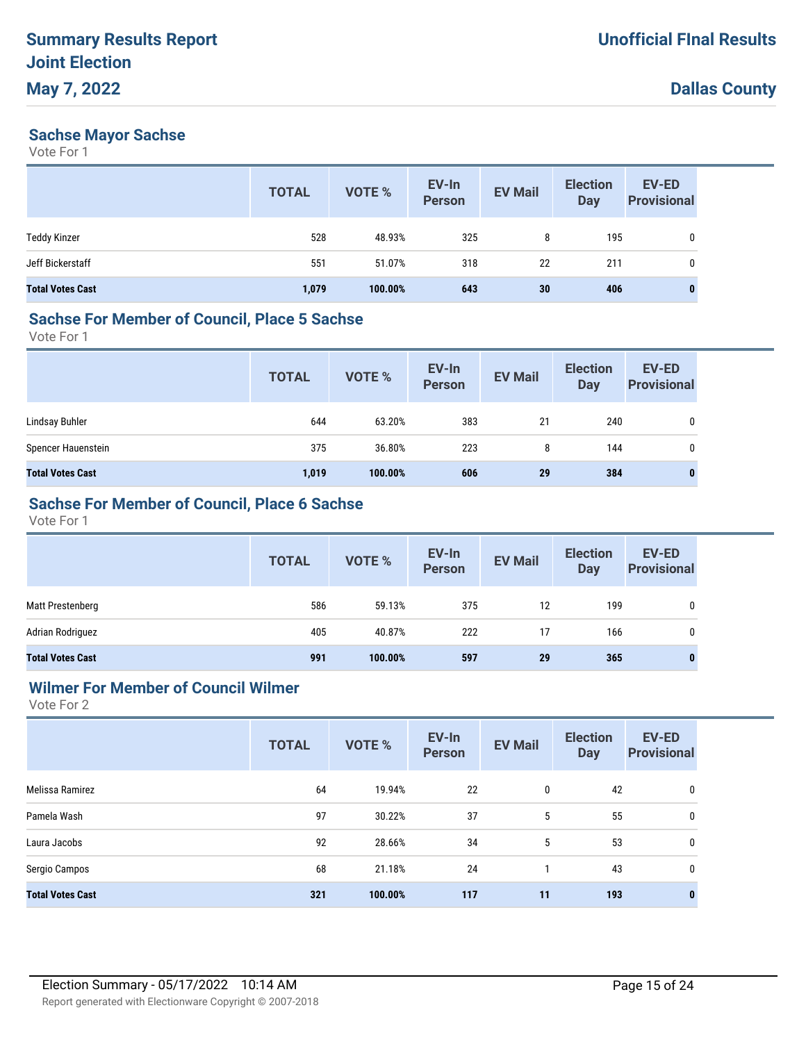# Summary Results Report
# Joint Election
# May 7, 2022

**Unofficial FInal Results**

**Dallas County**

## Sachse Mayor Sachse

Vote For 1

| | TOTAL | VOTE % | EV-In Person | EV Mail | Election Day | EV-ED Provisional |
|---|---|---|---|---|---|---|
| Teddy Kinzer | 528 | 48.93% | 325 | 8 | 195 | 0 |
| Jeff Bickerstaff | 551 | 51.07% | 318 | 22 | 211 | 0 |
| **Total Votes Cast** | **1,079** | **100.00%** | **643** | **30** | **406** | **0** |

## Sachse For Member of Council, Place 5 Sachse

Vote For 1

| | TOTAL | VOTE % | EV-In Person | EV Mail | Election Day | EV-ED Provisional |
|---|---|---|---|---|---|---|
| Lindsay Buhler | 644 | 63.20% | 383 | 21 | 240 | 0 |
| Spencer Hauenstein | 375 | 36.80% | 223 | 8 | 144 | 0 |
| **Total Votes Cast** | **1,019** | **100.00%** | **606** | **29** | **384** | **0** |

## Sachse For Member of Council, Place 6 Sachse

Vote For 1

| | TOTAL | VOTE % | EV-In Person | EV Mail | Election Day | EV-ED Provisional |
|---|---|---|---|---|---|---|
| Matt Prestenberg | 586 | 59.13% | 375 | 12 | 199 | 0 |
| Adrian Rodriguez | 405 | 40.87% | 222 | 17 | 166 | 0 |
| **Total Votes Cast** | **991** | **100.00%** | **597** | **29** | **365** | **0** |

## Wilmer For Member of Council Wilmer

Vote For 2

| | TOTAL | VOTE % | EV-In Person | EV Mail | Election Day | EV-ED Provisional |
|---|---|---|---|---|---|---|
| Melissa Ramirez | 64 | 19.94% | 22 | 0 | 42 | 0 |
| Pamela Wash | 97 | 30.22% | 37 | 5 | 55 | 0 |
| Laura Jacobs | 92 | 28.66% | 34 | 5 | 53 | 0 |
| Sergio Campos | 68 | 21.18% | 24 | 1 | 43 | 0 |
| **Total Votes Cast** | **321** | **100.00%** | **117** | **11** | **193** | **0** |

Election Summary - 05/17/2022 10:14 AM

Report generated with Electionware Copyright © 2007-2018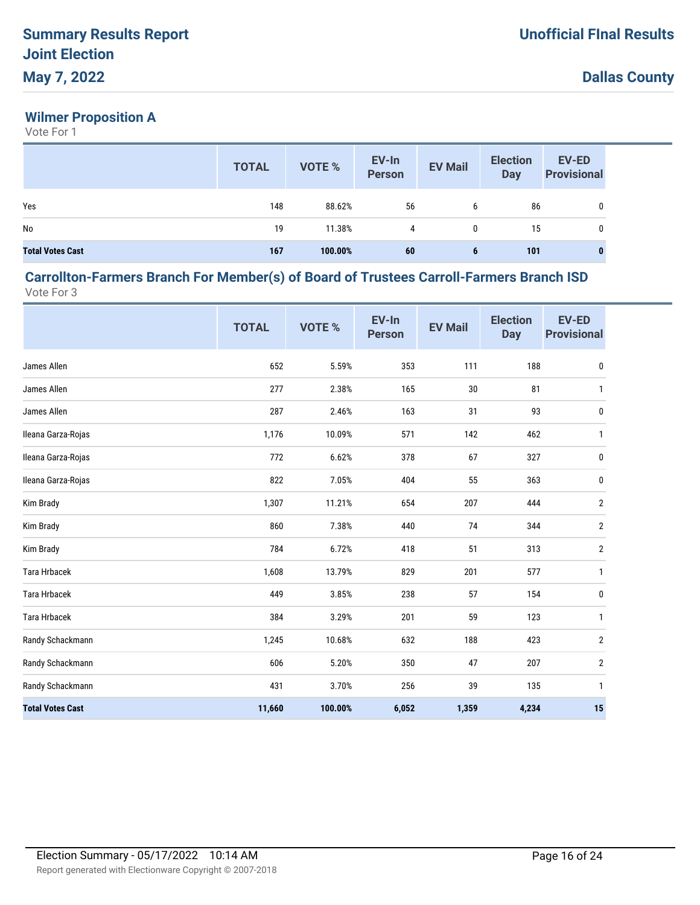## Wilmer Proposition A

Vote For 1

| | TOTAL | VOTE % | EV-In Person | EV Mail | Election Day | EV-ED Provisional |
|---|---|---|---|---|---|---|
| Yes | 148 | 88.62% | 56 | 6 | 86 | 0 |
| No | 19 | 11.38% | 4 | 0 | 15 | 0 |
| **Total Votes Cast** | **167** | **100.00%** | **60** | **6** | **101** | **0** |

## Carrollton-Farmers Branch For Member(s) of Board of Trustees Carroll-Farmers Branch ISD

Vote For 3

| | TOTAL | VOTE % | EV-In Person | EV Mail | Election Day | EV-ED Provisional |
|---|---|---|---|---|---|---|
| James Allen | 652 | 5.59% | 353 | 111 | 188 | 0 |
| James Allen | 277 | 2.38% | 165 | 30 | 81 | 1 |
| James Allen | 287 | 2.46% | 163 | 31 | 93 | 0 |
| Ileana Garza-Rojas | 1,176 | 10.09% | 571 | 142 | 462 | 1 |
| Ileana Garza-Rojas | 772 | 6.62% | 378 | 67 | 327 | 0 |
| Ileana Garza-Rojas | 822 | 7.05% | 404 | 55 | 363 | 0 |
| Kim Brady | 1,307 | 11.21% | 654 | 207 | 444 | 2 |
| Kim Brady | 860 | 7.38% | 440 | 74 | 344 | 2 |
| Kim Brady | 784 | 6.72% | 418 | 51 | 313 | 2 |
| Tara Hrbacek | 1,608 | 13.79% | 829 | 201 | 577 | 1 |
| Tara Hrbacek | 449 | 3.85% | 238 | 57 | 154 | 0 |
| Tara Hrbacek | 384 | 3.29% | 201 | 59 | 123 | 1 |
| Randy Schackmann | 1,245 | 10.68% | 632 | 188 | 423 | 2 |
| Randy Schackmann | 606 | 5.20% | 350 | 47 | 207 | 2 |
| Randy Schackmann | 431 | 3.70% | 256 | 39 | 135 | 1 |
| **Total Votes Cast** | **11,660** | **100.00%** | **6,052** | **1,359** | **4,234** | **15** |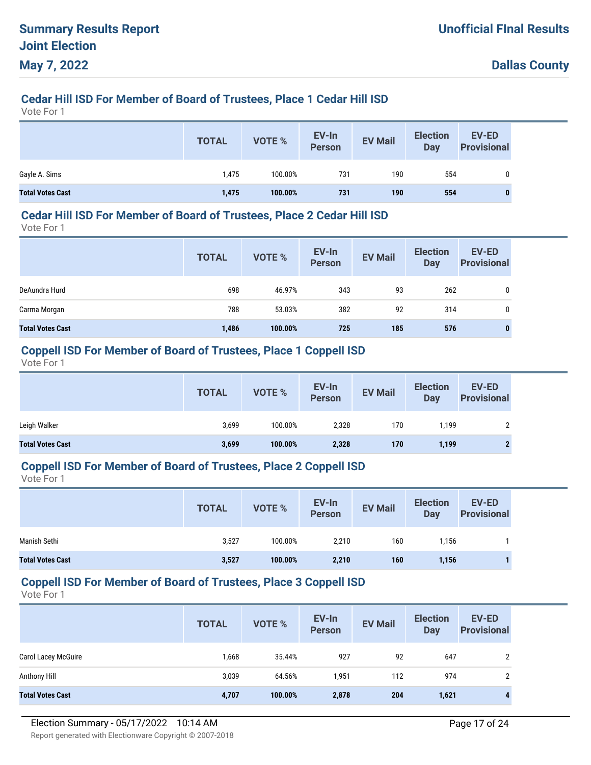## Cedar Hill ISD For Member of Board of Trustees, Place 1 Cedar Hill ISD

Vote For 1

| | TOTAL | VOTE % | EV-In Person | EV Mail | Election Day | EV-ED Provisional |
|---|---|---|---|---|---|---|
| Gayle A. Sims | 1,475 | 100.00% | 731 | 190 | 554 | 0 |
| **Total Votes Cast** | **1,475** | **100.00%** | **731** | **190** | **554** | **0** |

## Cedar Hill ISD For Member of Board of Trustees, Place 2 Cedar Hill ISD

Vote For 1

| | TOTAL | VOTE % | EV-In Person | EV Mail | Election Day | EV-ED Provisional |
|---|---|---|---|---|---|---|
| DeAundra Hurd | 698 | 46.97% | 343 | 93 | 262 | 0 |
| Carma Morgan | 788 | 53.03% | 382 | 92 | 314 | 0 |
| **Total Votes Cast** | **1,486** | **100.00%** | **725** | **185** | **576** | **0** |

## Coppell ISD For Member of Board of Trustees, Place 1 Coppell ISD

Vote For 1

| | TOTAL | VOTE % | EV-In Person | EV Mail | Election Day | EV-ED Provisional |
|---|---|---|---|---|---|---|
| Leigh Walker | 3,699 | 100.00% | 2,328 | 170 | 1,199 | 2 |
| **Total Votes Cast** | **3,699** | **100.00%** | **2,328** | **170** | **1,199** | **2** |

## Coppell ISD For Member of Board of Trustees, Place 2 Coppell ISD

Vote For 1

| | TOTAL | VOTE % | EV-In Person | EV Mail | Election Day | EV-ED Provisional |
|---|---|---|---|---|---|---|
| Manish Sethi | 3,527 | 100.00% | 2,210 | 160 | 1,156 | 1 |
| **Total Votes Cast** | **3,527** | **100.00%** | **2,210** | **160** | **1,156** | **1** |

## Coppell ISD For Member of Board of Trustees, Place 3 Coppell ISD

Vote For 1

| | TOTAL | VOTE % | EV-In Person | EV Mail | Election Day | EV-ED Provisional |
|---|---|---|---|---|---|---|
| Carol Lacey McGuire | 1,668 | 35.44% | 927 | 92 | 647 | 2 |
| Anthony Hill | 3,039 | 64.56% | 1,951 | 112 | 974 | 2 |
| **Total Votes Cast** | **4,707** | **100.00%** | **2,878** | **204** | **1,621** | **4** |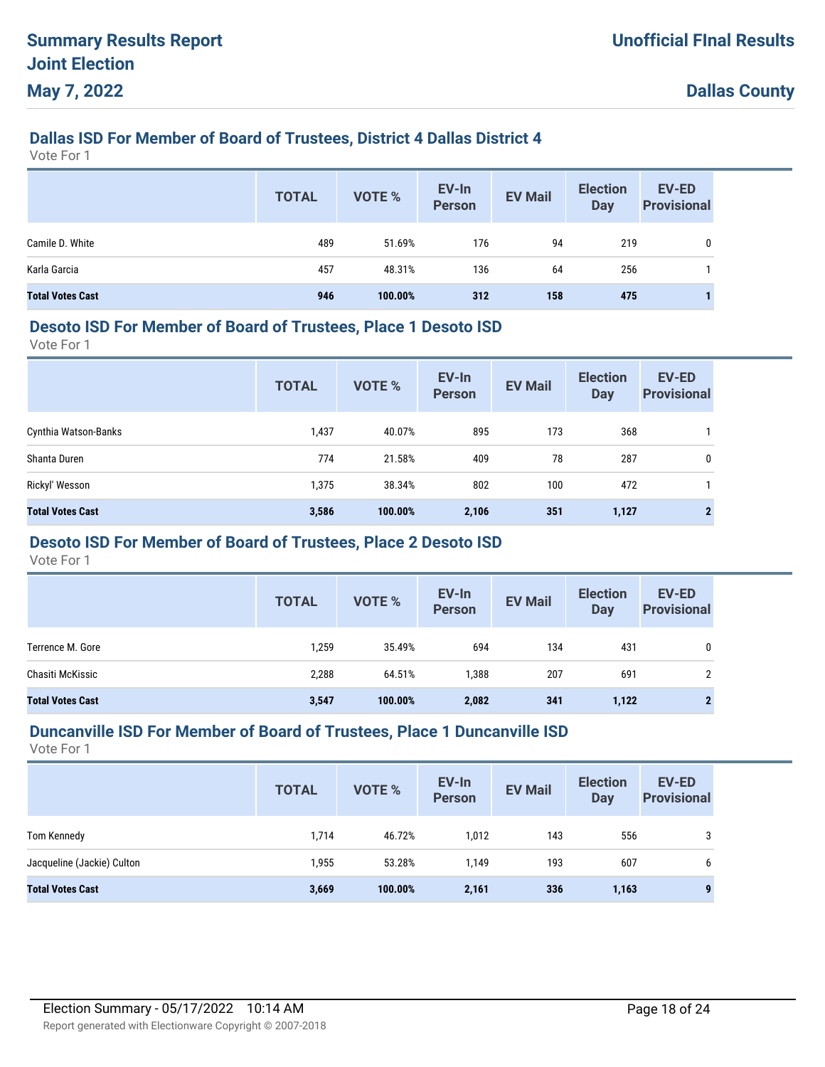# Summary Results Report
# Joint Election
# May 7, 2022

**Unofficial FInal Results**

**Dallas County**

## Dallas ISD For Member of Board of Trustees, District 4 Dallas District 4

Vote For 1

| | TOTAL | VOTE % | EV-In Person | EV Mail | Election Day | EV-ED Provisional |
|---|---|---|---|---|---|---|
| Camile D. White | 489 | 51.69% | 176 | 94 | 219 | 0 |
| Karla Garcia | 457 | 48.31% | 136 | 64 | 256 | 1 |
| **Total Votes Cast** | **946** | **100.00%** | **312** | **158** | **475** | **1** |

## Desoto ISD For Member of Board of Trustees, Place 1 Desoto ISD

Vote For 1

| | TOTAL | VOTE % | EV-In Person | EV Mail | Election Day | EV-ED Provisional |
|---|---|---|---|---|---|---|
| Cynthia Watson-Banks | 1,437 | 40.07% | 895 | 173 | 368 | 1 |
| Shanta Duren | 774 | 21.58% | 409 | 78 | 287 | 0 |
| Rickyl' Wesson | 1,375 | 38.34% | 802 | 100 | 472 | 1 |
| **Total Votes Cast** | **3,586** | **100.00%** | **2,106** | **351** | **1,127** | **2** |

## Desoto ISD For Member of Board of Trustees, Place 2 Desoto ISD

Vote For 1

| | TOTAL | VOTE % | EV-In Person | EV Mail | Election Day | EV-ED Provisional |
|---|---|---|---|---|---|---|
| Terrence M. Gore | 1,259 | 35.49% | 694 | 134 | 431 | 0 |
| Chasiti McKissic | 2,288 | 64.51% | 1,388 | 207 | 691 | 2 |
| **Total Votes Cast** | **3,547** | **100.00%** | **2,082** | **341** | **1,122** | **2** |

## Duncanville ISD For Member of Board of Trustees, Place 1 Duncanville ISD

Vote For 1

| | TOTAL | VOTE % | EV-In Person | EV Mail | Election Day | EV-ED Provisional |
|---|---|---|---|---|---|---|
| Tom Kennedy | 1,714 | 46.72% | 1,012 | 143 | 556 | 3 |
| Jacqueline (Jackie) Culton | 1,955 | 53.28% | 1,149 | 193 | 607 | 6 |
| **Total Votes Cast** | **3,669** | **100.00%** | **2,161** | **336** | **1,163** | **9** |

Election Summary - 05/17/2022 10:14 AM

Report generated with Electionware Copyright © 2007-2018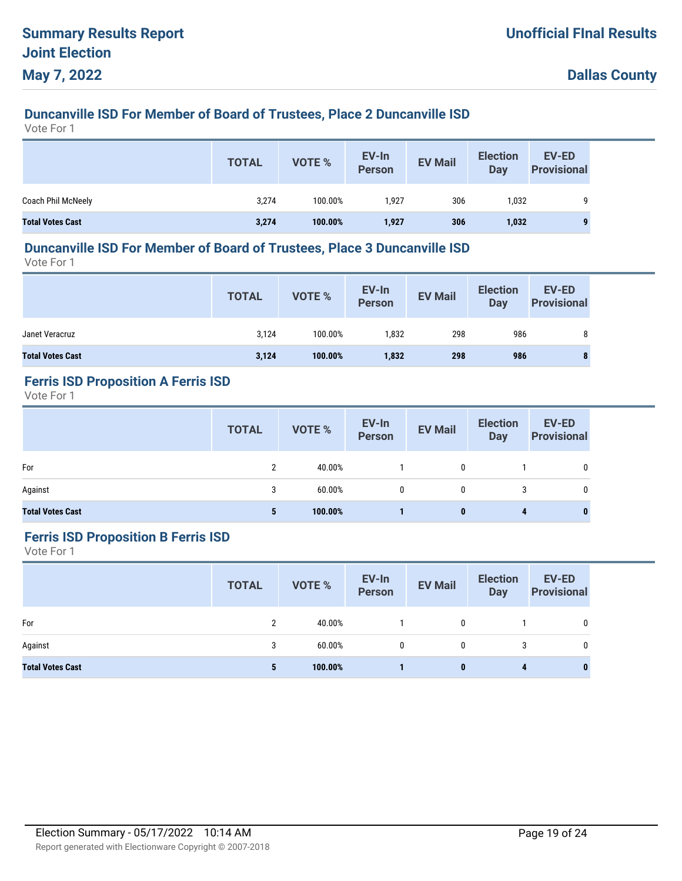## Duncanville ISD For Member of Board of Trustees, Place 2 Duncanville ISD

Vote For 1

| | TOTAL | VOTE % | EV-In Person | EV Mail | Election Day | EV-ED Provisional |
|---|---|---|---|---|---|---|
| Coach Phil McNeely | 3,274 | 100.00% | 1,927 | 306 | 1,032 | 9 |
| **Total Votes Cast** | **3,274** | **100.00%** | **1,927** | **306** | **1,032** | **9** |

## Duncanville ISD For Member of Board of Trustees, Place 3 Duncanville ISD

Vote For 1

| | TOTAL | VOTE % | EV-In Person | EV Mail | Election Day | EV-ED Provisional |
|---|---|---|---|---|---|---|
| Janet Veracruz | 3,124 | 100.00% | 1,832 | 298 | 986 | 8 |
| **Total Votes Cast** | **3,124** | **100.00%** | **1,832** | **298** | **986** | **8** |

## Ferris ISD Proposition A Ferris ISD

Vote For 1

| | TOTAL | VOTE % | EV-In Person | EV Mail | Election Day | EV-ED Provisional |
|---|---|---|---|---|---|---|
| For | 2 | 40.00% | 1 | 0 | 1 | 0 |
| Against | 3 | 60.00% | 0 | 0 | 3 | 0 |
| **Total Votes Cast** | **5** | **100.00%** | **1** | **0** | **4** | **0** |

## Ferris ISD Proposition B Ferris ISD

Vote For 1

| | TOTAL | VOTE % | EV-In Person | EV Mail | Election Day | EV-ED Provisional |
|---|---|---|---|---|---|---|
| For | 2 | 40.00% | 1 | 0 | 1 | 0 |
| Against | 3 | 60.00% | 0 | 0 | 3 | 0 |
| **Total Votes Cast** | **5** | **100.00%** | **1** | **0** | **4** | **0** |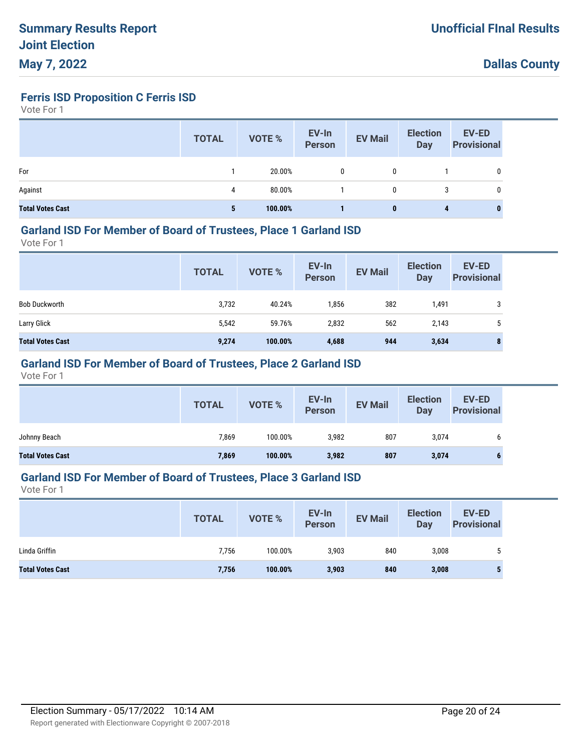# Summary Results Report
## Joint Election
## May 7, 2022

**Unofficial FInal Results**

**Dallas County**

### Ferris ISD Proposition C Ferris ISD

Vote For 1

| | TOTAL | VOTE % | EV-In Person | EV Mail | Election Day | EV-ED Provisional |
|---|---|---|---|---|---|---|
| For | 1 | 20.00% | 0 | 0 | 1 | 0 |
| Against | 4 | 80.00% | 1 | 0 | 3 | 0 |
| **Total Votes Cast** | **5** | **100.00%** | **1** | **0** | **4** | **0** |

### Garland ISD For Member of Board of Trustees, Place 1 Garland ISD

Vote For 1

| | TOTAL | VOTE % | EV-In Person | EV Mail | Election Day | EV-ED Provisional |
|---|---|---|---|---|---|---|
| Bob Duckworth | 3,732 | 40.24% | 1,856 | 382 | 1,491 | 3 |
| Larry Glick | 5,542 | 59.76% | 2,832 | 562 | 2,143 | 5 |
| **Total Votes Cast** | **9,274** | **100.00%** | **4,688** | **944** | **3,634** | **8** |

### Garland ISD For Member of Board of Trustees, Place 2 Garland ISD

Vote For 1

| | TOTAL | VOTE % | EV-In Person | EV Mail | Election Day | EV-ED Provisional |
|---|---|---|---|---|---|---|
| Johnny Beach | 7,869 | 100.00% | 3,982 | 807 | 3,074 | 6 |
| **Total Votes Cast** | **7,869** | **100.00%** | **3,982** | **807** | **3,074** | **6** |

### Garland ISD For Member of Board of Trustees, Place 3 Garland ISD

Vote For 1

| | TOTAL | VOTE % | EV-In Person | EV Mail | Election Day | EV-ED Provisional |
|---|---|---|---|---|---|---|
| Linda Griffin | 7,756 | 100.00% | 3,903 | 840 | 3,008 | 5 |
| **Total Votes Cast** | **7,756** | **100.00%** | **3,903** | **840** | **3,008** | **5** |

Election Summary - 05/17/2022 10:14 AM

Report generated with Electionware Copyright © 2007-2018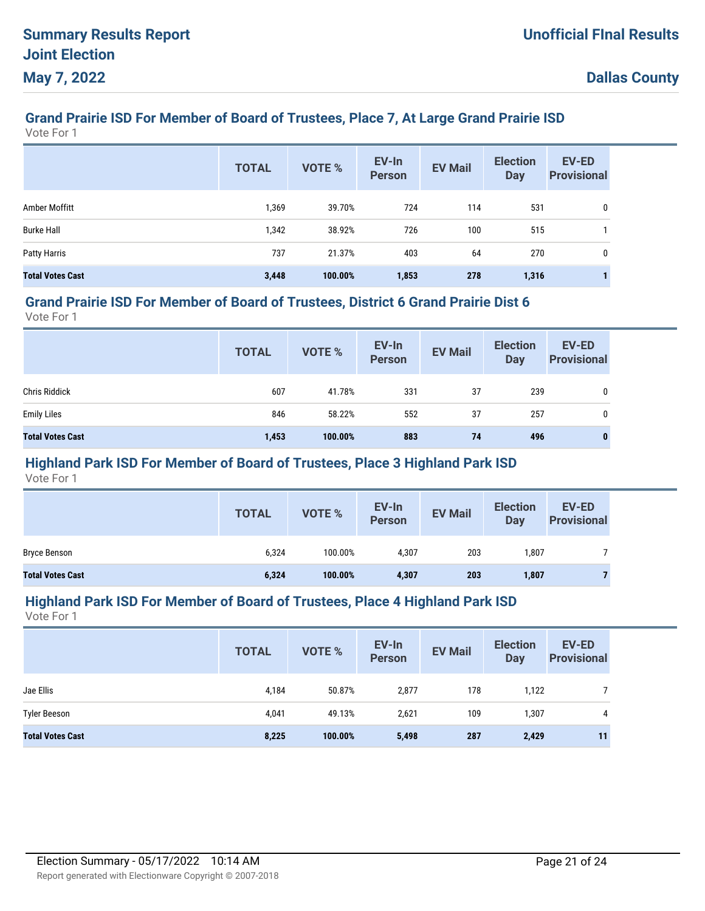## Grand Prairie ISD For Member of Board of Trustees, Place 7, At Large Grand Prairie ISD

Vote For 1

| | TOTAL | VOTE % | EV-In Person | EV Mail | Election Day | EV-ED Provisional |
|---|---|---|---|---|---|---|
| Amber Moffitt | 1,369 | 39.70% | 724 | 114 | 531 | 0 |
| Burke Hall | 1,342 | 38.92% | 726 | 100 | 515 | 1 |
| Patty Harris | 737 | 21.37% | 403 | 64 | 270 | 0 |
| **Total Votes Cast** | **3,448** | **100.00%** | **1,853** | **278** | **1,316** | **1** |

## Grand Prairie ISD For Member of Board of Trustees, District 6 Grand Prairie Dist 6

Vote For 1

| | TOTAL | VOTE % | EV-In Person | EV Mail | Election Day | EV-ED Provisional |
|---|---|---|---|---|---|---|
| Chris Riddick | 607 | 41.78% | 331 | 37 | 239 | 0 |
| Emily Liles | 846 | 58.22% | 552 | 37 | 257 | 0 |
| **Total Votes Cast** | **1,453** | **100.00%** | **883** | **74** | **496** | **0** |

## Highland Park ISD For Member of Board of Trustees, Place 3 Highland Park ISD

Vote For 1

| | TOTAL | VOTE % | EV-In Person | EV Mail | Election Day | EV-ED Provisional |
|---|---|---|---|---|---|---|
| Bryce Benson | 6,324 | 100.00% | 4,307 | 203 | 1,807 | 7 |
| **Total Votes Cast** | **6,324** | **100.00%** | **4,307** | **203** | **1,807** | **7** |

## Highland Park ISD For Member of Board of Trustees, Place 4 Highland Park ISD

Vote For 1

| | TOTAL | VOTE % | EV-In Person | EV Mail | Election Day | EV-ED Provisional |
|---|---|---|---|---|---|---|
| Jae Ellis | 4,184 | 50.87% | 2,877 | 178 | 1,122 | 7 |
| Tyler Beeson | 4,041 | 49.13% | 2,621 | 109 | 1,307 | 4 |
| **Total Votes Cast** | **8,225** | **100.00%** | **5,498** | **287** | **2,429** | **11** |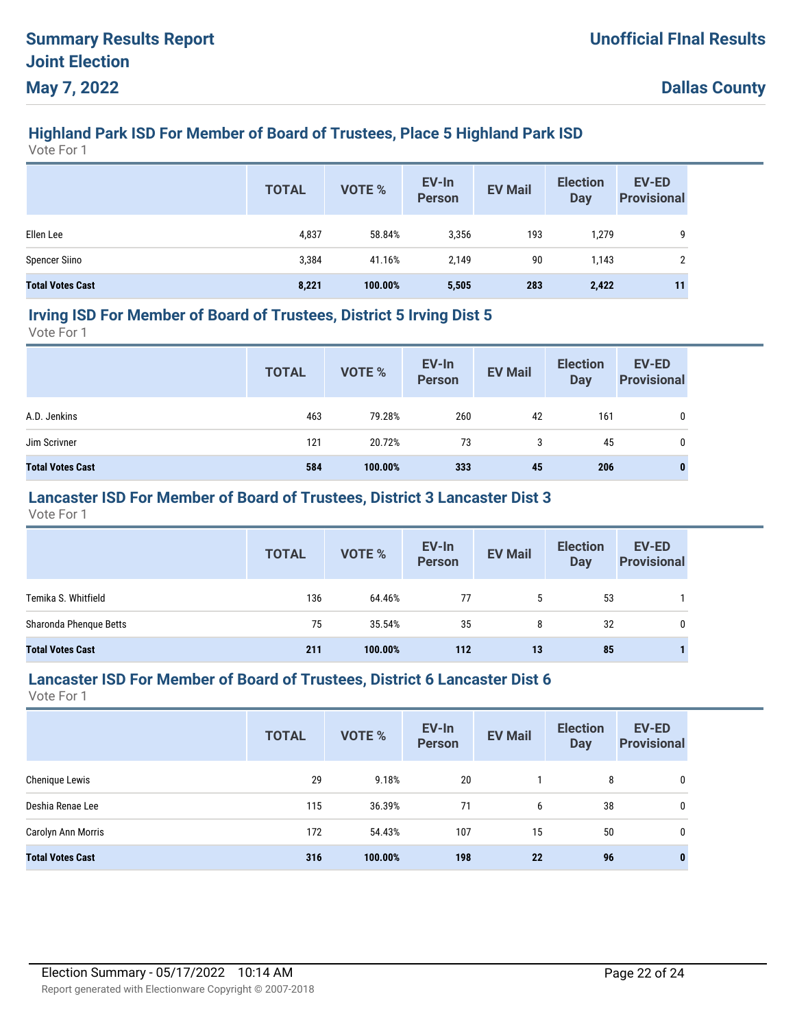### Highland Park ISD For Member of Board of Trustees, Place 5 Highland Park ISD

Vote For 1

| | TOTAL | VOTE % | EV-In Person | EV Mail | Election Day | EV-ED Provisional |
|---|---|---|---|---|---|---|
| Ellen Lee | 4,837 | 58.84% | 3,356 | 193 | 1,279 | 9 |
| Spencer Siino | 3,384 | 41.16% | 2,149 | 90 | 1,143 | 2 |
| **Total Votes Cast** | **8,221** | **100.00%** | **5,505** | **283** | **2,422** | **11** |

### Irving ISD For Member of Board of Trustees, District 5 Irving Dist 5

Vote For 1

| | TOTAL | VOTE % | EV-In Person | EV Mail | Election Day | EV-ED Provisional |
|---|---|---|---|---|---|---|
| A.D. Jenkins | 463 | 79.28% | 260 | 42 | 161 | 0 |
| Jim Scrivner | 121 | 20.72% | 73 | 3 | 45 | 0 |
| **Total Votes Cast** | **584** | **100.00%** | **333** | **45** | **206** | **0** |

### Lancaster ISD For Member of Board of Trustees, District 3 Lancaster Dist 3

Vote For 1

| | TOTAL | VOTE % | EV-In Person | EV Mail | Election Day | EV-ED Provisional |
|---|---|---|---|---|---|---|
| Temika S. Whitfield | 136 | 64.46% | 77 | 5 | 53 | 1 |
| Sharonda Phenque Betts | 75 | 35.54% | 35 | 8 | 32 | 0 |
| **Total Votes Cast** | **211** | **100.00%** | **112** | **13** | **85** | **1** |

### Lancaster ISD For Member of Board of Trustees, District 6 Lancaster Dist 6

Vote For 1

| | TOTAL | VOTE % | EV-In Person | EV Mail | Election Day | EV-ED Provisional |
|---|---|---|---|---|---|---|
| Chenique Lewis | 29 | 9.18% | 20 | 1 | 8 | 0 |
| Deshia Renae Lee | 115 | 36.39% | 71 | 6 | 38 | 0 |
| Carolyn Ann Morris | 172 | 54.43% | 107 | 15 | 50 | 0 |
| **Total Votes Cast** | **316** | **100.00%** | **198** | **22** | **96** | **0** |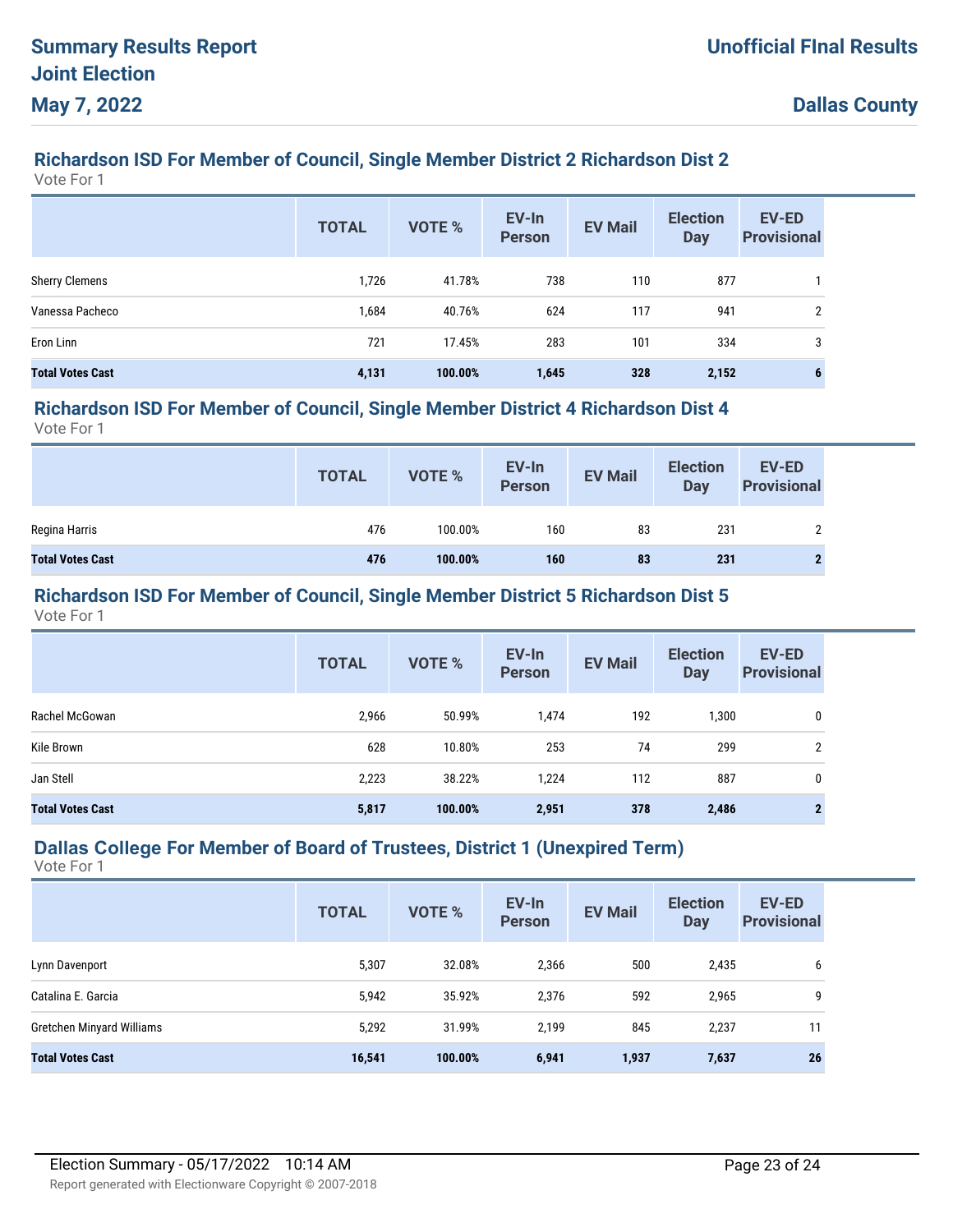## Richardson ISD For Member of Council, Single Member District 2 Richardson Dist 2

Vote For 1

| | TOTAL | VOTE % | EV-In Person | EV Mail | Election Day | EV-ED Provisional |
|---|---|---|---|---|---|---|
| Sherry Clemens | 1,726 | 41.78% | 738 | 110 | 877 | 1 |
| Vanessa Pacheco | 1,684 | 40.76% | 624 | 117 | 941 | 2 |
| Eron Linn | 721 | 17.45% | 283 | 101 | 334 | 3 |
| **Total Votes Cast** | **4,131** | **100.00%** | **1,645** | **328** | **2,152** | **6** |

## Richardson ISD For Member of Council, Single Member District 4 Richardson Dist 4

Vote For 1

| | TOTAL | VOTE % | EV-In Person | EV Mail | Election Day | EV-ED Provisional |
|---|---|---|---|---|---|---|
| Regina Harris | 476 | 100.00% | 160 | 83 | 231 | 2 |
| **Total Votes Cast** | **476** | **100.00%** | **160** | **83** | **231** | **2** |

## Richardson ISD For Member of Council, Single Member District 5 Richardson Dist 5

Vote For 1

| | TOTAL | VOTE % | EV-In Person | EV Mail | Election Day | EV-ED Provisional |
|---|---|---|---|---|---|---|
| Rachel McGowan | 2,966 | 50.99% | 1,474 | 192 | 1,300 | 0 |
| Kile Brown | 628 | 10.80% | 253 | 74 | 299 | 2 |
| Jan Stell | 2,223 | 38.22% | 1,224 | 112 | 887 | 0 |
| **Total Votes Cast** | **5,817** | **100.00%** | **2,951** | **378** | **2,486** | **2** |

## Dallas College For Member of Board of Trustees, District 1 (Unexpired Term)

Vote For 1

| | TOTAL | VOTE % | EV-In Person | EV Mail | Election Day | EV-ED Provisional |
|---|---|---|---|---|---|---|
| Lynn Davenport | 5,307 | 32.08% | 2,366 | 500 | 2,435 | 6 |
| Catalina E. Garcia | 5,942 | 35.92% | 2,376 | 592 | 2,965 | 9 |
| Gretchen Minyard Williams | 5,292 | 31.99% | 2,199 | 845 | 2,237 | 11 |
| **Total Votes Cast** | **16,541** | **100.00%** | **6,941** | **1,937** | **7,637** | **26** |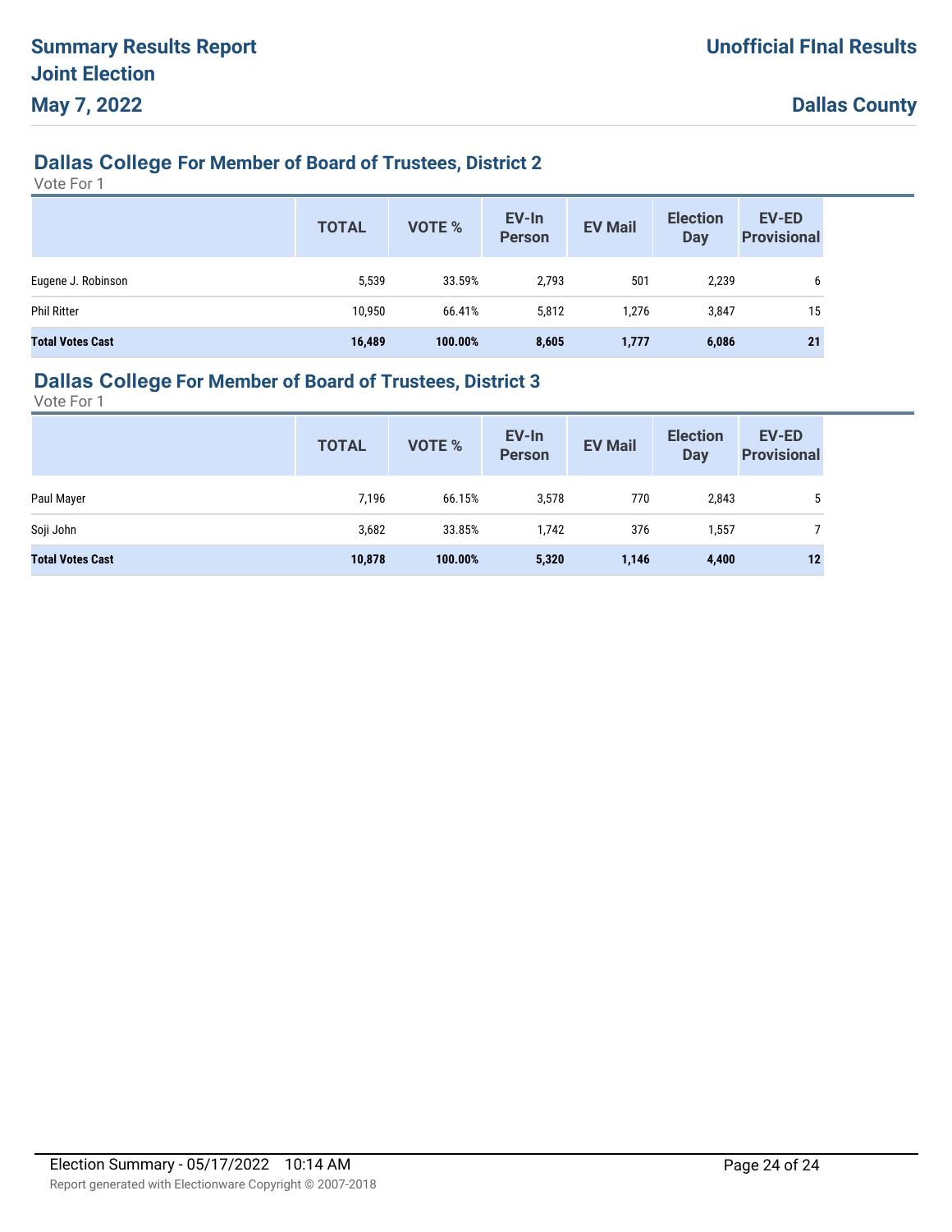## Dallas College For Member of Board of Trustees, District 2

Vote For 1

| | TOTAL | VOTE % | EV-In Person | EV Mail | Election Day | EV-ED Provisional |
|---|---|---|---|---|---|---|
| Eugene J. Robinson | 5,539 | 33.59% | 2,793 | 501 | 2,239 | 6 |
| Phil Ritter | 10,950 | 66.41% | 5,812 | 1,276 | 3,847 | 15 |
| **Total Votes Cast** | **16,489** | **100.00%** | **8,605** | **1,777** | **6,086** | **21** |

## Dallas College For Member of Board of Trustees, District 3

Vote For 1

| | TOTAL | VOTE % | EV-In Person | EV Mail | Election Day | EV-ED Provisional |
|---|---|---|---|---|---|---|
| Paul Mayer | 7,196 | 66.15% | 3,578 | 770 | 2,843 | 5 |
| Soji John | 3,682 | 33.85% | 1,742 | 376 | 1,557 | 7 |
| **Total Votes Cast** | **10,878** | **100.00%** | **5,320** | **1,146** | **4,400** | **12** |